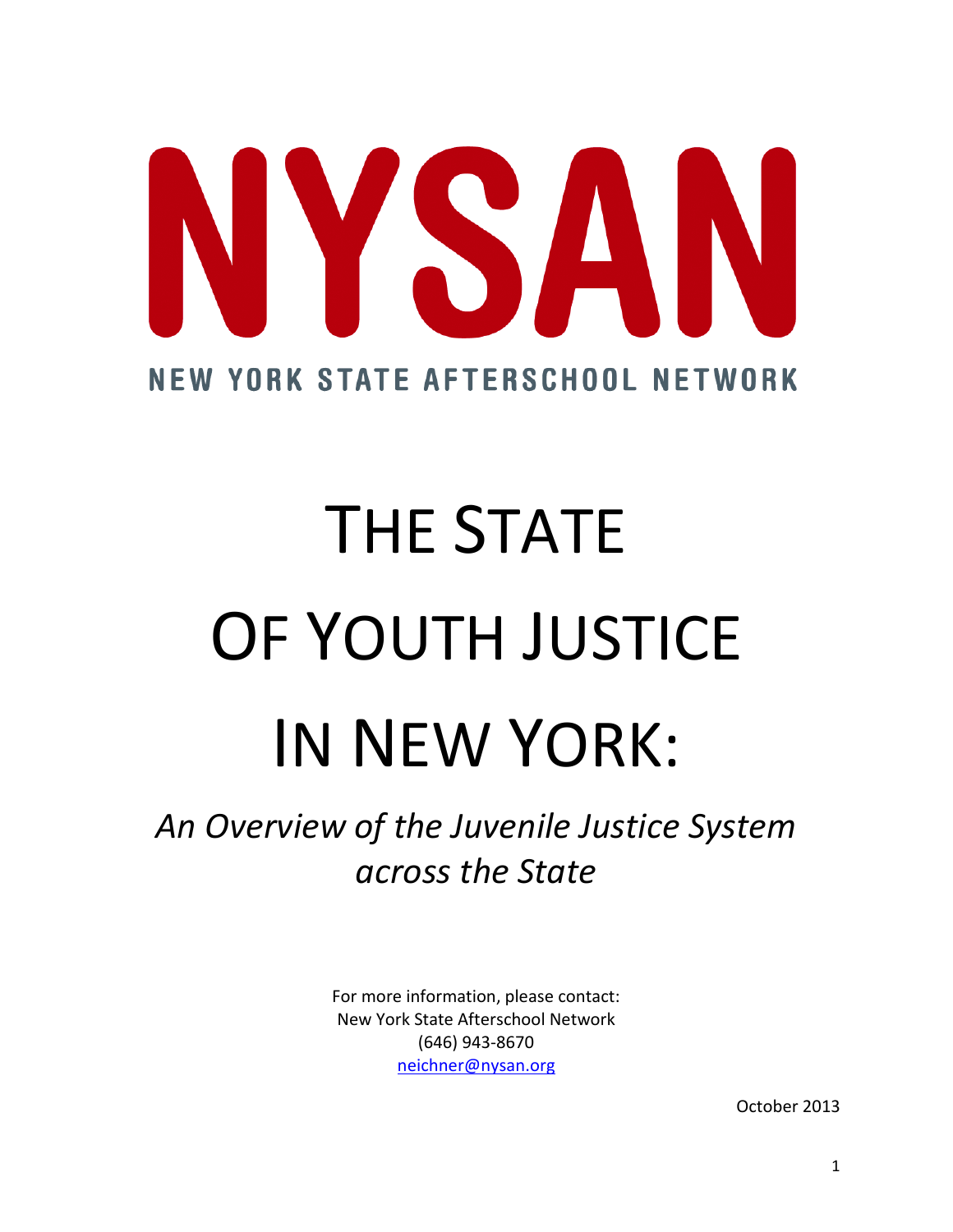# NYSAN

NEW YORK STATE AFTERSCHOOL NETWORK

# THE STATE OF YOUTH JUSTICE IN NEW YORK:

*An Overview of the Juvenile Justice System across the State*

For more information, please contact:
New York State Afterschool Network
(646) 943-8670
neichner@nysan.org

October 2013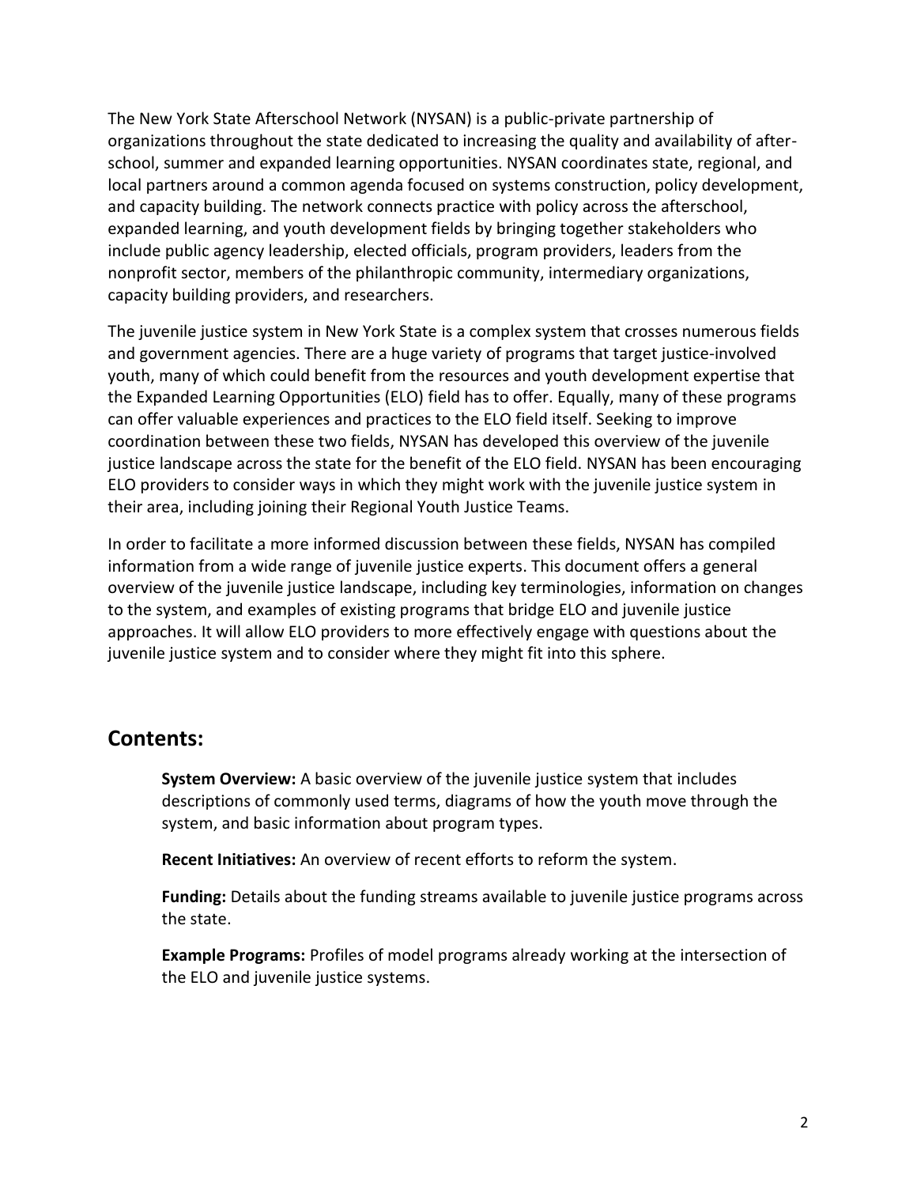The New York State Afterschool Network (NYSAN) is a public-private partnership of organizations throughout the state dedicated to increasing the quality and availability of after-school, summer and expanded learning opportunities. NYSAN coordinates state, regional, and local partners around a common agenda focused on systems construction, policy development, and capacity building. The network connects practice with policy across the afterschool, expanded learning, and youth development fields by bringing together stakeholders who include public agency leadership, elected officials, program providers, leaders from the nonprofit sector, members of the philanthropic community, intermediary organizations, capacity building providers, and researchers.

The juvenile justice system in New York State is a complex system that crosses numerous fields and government agencies. There are a huge variety of programs that target justice-involved youth, many of which could benefit from the resources and youth development expertise that the Expanded Learning Opportunities (ELO) field has to offer. Equally, many of these programs can offer valuable experiences and practices to the ELO field itself. Seeking to improve coordination between these two fields, NYSAN has developed this overview of the juvenile justice landscape across the state for the benefit of the ELO field. NYSAN has been encouraging ELO providers to consider ways in which they might work with the juvenile justice system in their area, including joining their Regional Youth Justice Teams.

In order to facilitate a more informed discussion between these fields, NYSAN has compiled information from a wide range of juvenile justice experts. This document offers a general overview of the juvenile justice landscape, including key terminologies, information on changes to the system, and examples of existing programs that bridge ELO and juvenile justice approaches. It will allow ELO providers to more effectively engage with questions about the juvenile justice system and to consider where they might fit into this sphere.

## Contents:

**System Overview:** A basic overview of the juvenile justice system that includes descriptions of commonly used terms, diagrams of how the youth move through the system, and basic information about program types.

**Recent Initiatives:** An overview of recent efforts to reform the system.

**Funding:** Details about the funding streams available to juvenile justice programs across the state.

**Example Programs:** Profiles of model programs already working at the intersection of the ELO and juvenile justice systems.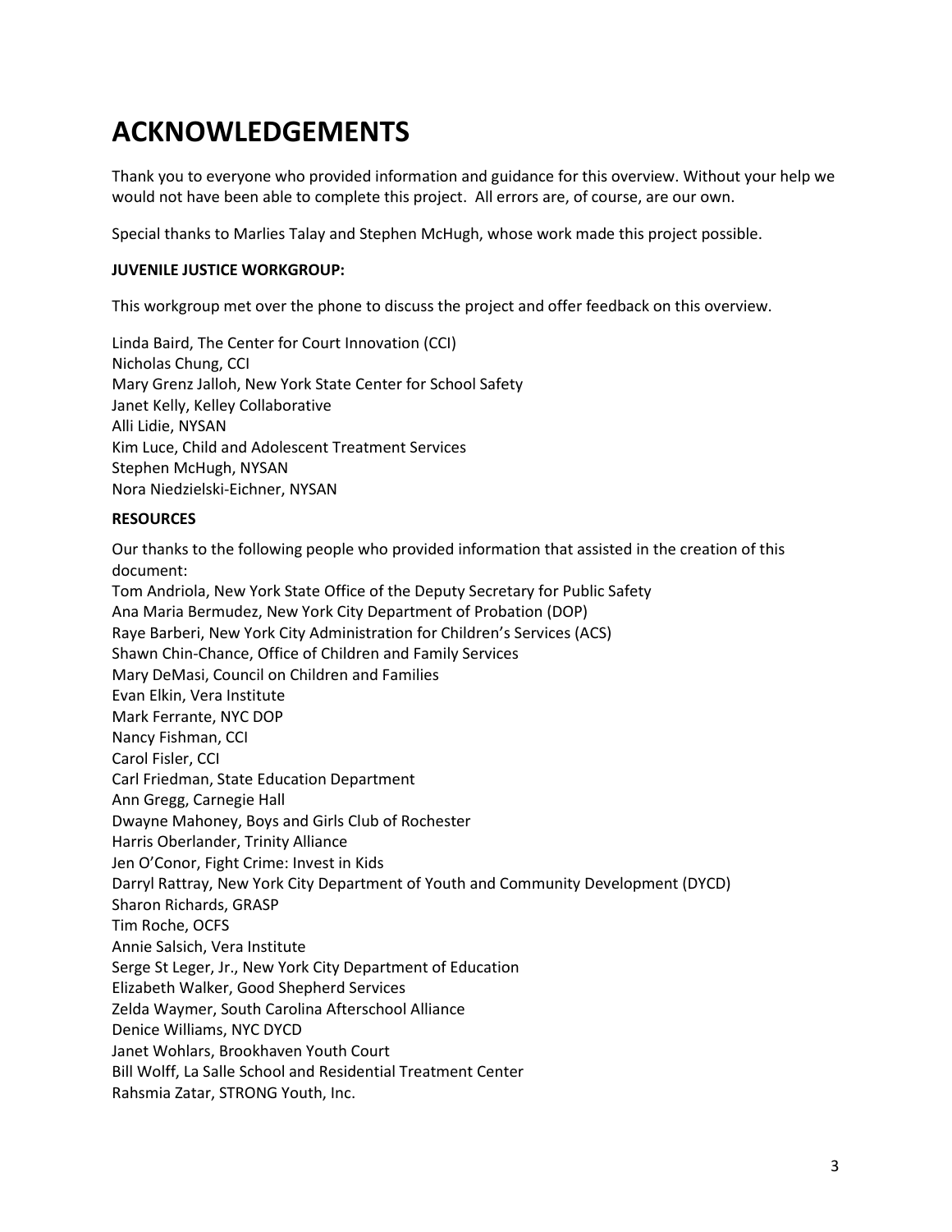# ACKNOWLEDGEMENTS

Thank you to everyone who provided information and guidance for this overview. Without your help we would not have been able to complete this project. All errors are, of course, are our own.

Special thanks to Marlies Talay and Stephen McHugh, whose work made this project possible.

**JUVENILE JUSTICE WORKGROUP:**

This workgroup met over the phone to discuss the project and offer feedback on this overview.

Linda Baird, The Center for Court Innovation (CCI)
Nicholas Chung, CCI
Mary Grenz Jalloh, New York State Center for School Safety
Janet Kelly, Kelley Collaborative
Alli Lidie, NYSAN
Kim Luce, Child and Adolescent Treatment Services
Stephen McHugh, NYSAN
Nora Niedzielski-Eichner, NYSAN

**RESOURCES**

Our thanks to the following people who provided information that assisted in the creation of this document:
Tom Andriola, New York State Office of the Deputy Secretary for Public Safety
Ana Maria Bermudez, New York City Department of Probation (DOP)
Raye Barberi, New York City Administration for Children's Services (ACS)
Shawn Chin-Chance, Office of Children and Family Services
Mary DeMasi, Council on Children and Families
Evan Elkin, Vera Institute
Mark Ferrante, NYC DOP
Nancy Fishman, CCI
Carol Fisler, CCI
Carl Friedman, State Education Department
Ann Gregg, Carnegie Hall
Dwayne Mahoney, Boys and Girls Club of Rochester
Harris Oberlander, Trinity Alliance
Jen O'Conor, Fight Crime: Invest in Kids
Darryl Rattray, New York City Department of Youth and Community Development (DYCD)
Sharon Richards, GRASP
Tim Roche, OCFS
Annie Salsich, Vera Institute
Serge St Leger, Jr., New York City Department of Education
Elizabeth Walker, Good Shepherd Services
Zelda Waymer, South Carolina Afterschool Alliance
Denice Williams, NYC DYCD
Janet Wohlars, Brookhaven Youth Court
Bill Wolff, La Salle School and Residential Treatment Center
Rahsmia Zatar, STRONG Youth, Inc.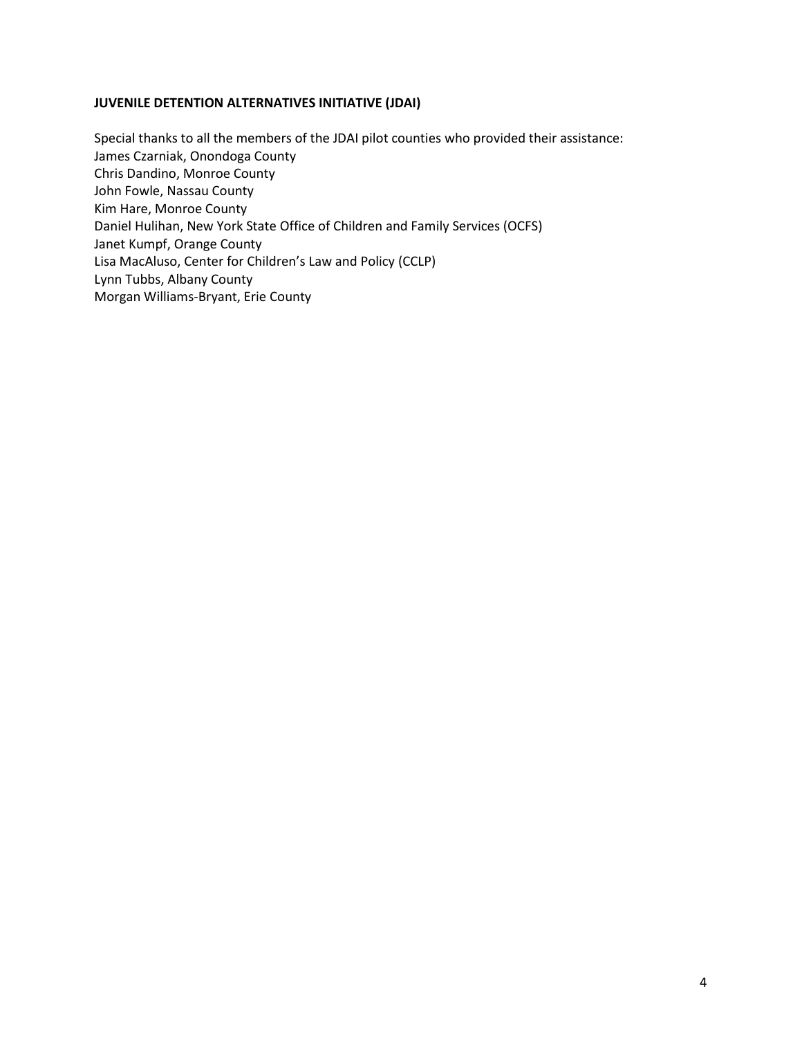**JUVENILE DETENTION ALTERNATIVES INITIATIVE (JDAI)**

Special thanks to all the members of the JDAI pilot counties who provided their assistance:
James Czarniak, Onondoga County
Chris Dandino, Monroe County
John Fowle, Nassau County
Kim Hare, Monroe County
Daniel Hulihan, New York State Office of Children and Family Services (OCFS)
Janet Kumpf, Orange County
Lisa MacAluso, Center for Children's Law and Policy (CCLP)
Lynn Tubbs, Albany County
Morgan Williams-Bryant, Erie County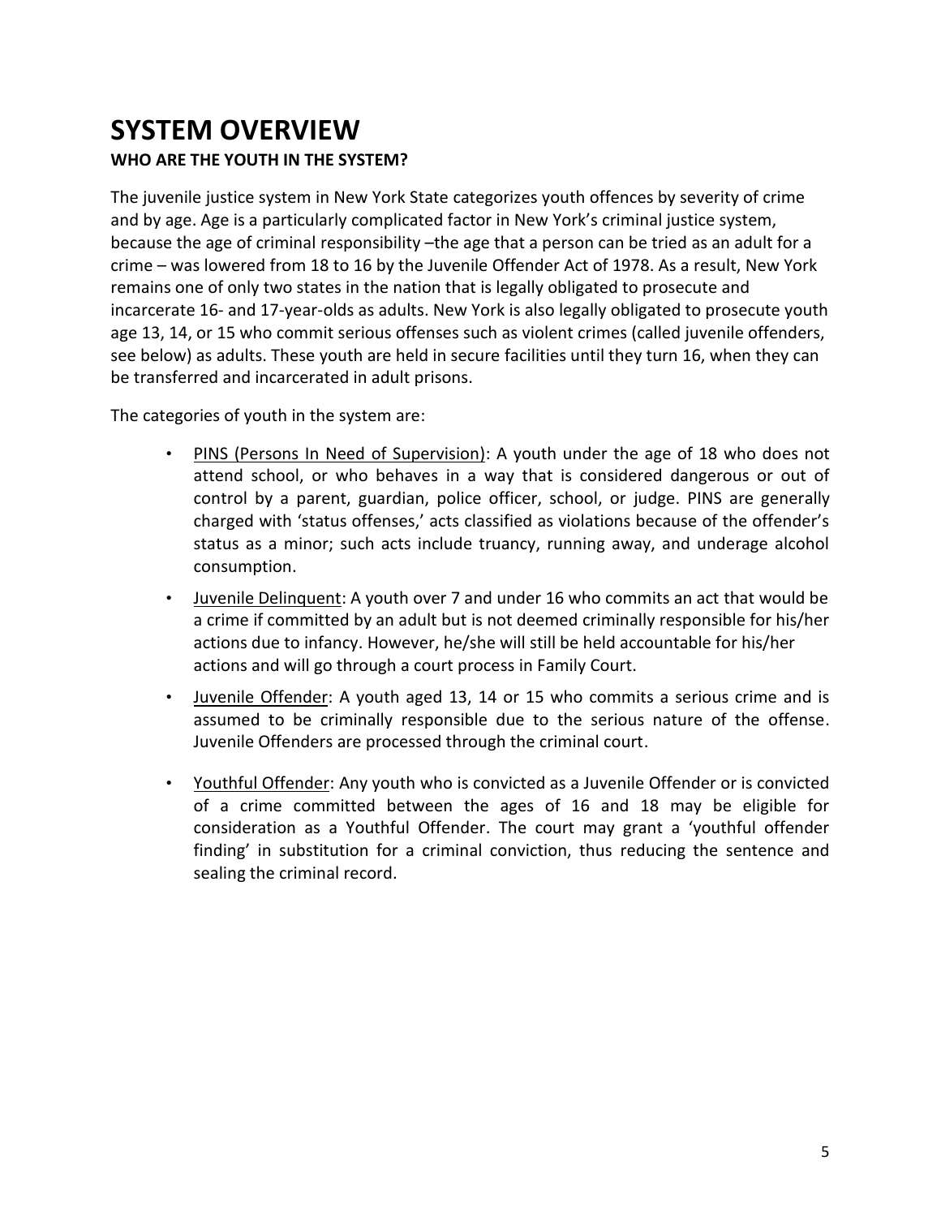# SYSTEM OVERVIEW

**WHO ARE THE YOUTH IN THE SYSTEM?**

The juvenile justice system in New York State categorizes youth offences by severity of crime and by age. Age is a particularly complicated factor in New York's criminal justice system, because the age of criminal responsibility –the age that a person can be tried as an adult for a crime – was lowered from 18 to 16 by the Juvenile Offender Act of 1978. As a result, New York remains one of only two states in the nation that is legally obligated to prosecute and incarcerate 16- and 17-year-olds as adults. New York is also legally obligated to prosecute youth age 13, 14, or 15 who commit serious offenses such as violent crimes (called juvenile offenders, see below) as adults. These youth are held in secure facilities until they turn 16, when they can be transferred and incarcerated in adult prisons.

The categories of youth in the system are:

- <u>PINS (Persons In Need of Supervision)</u>: A youth under the age of 18 who does not attend school, or who behaves in a way that is considered dangerous or out of control by a parent, guardian, police officer, school, or judge. PINS are generally charged with 'status offenses,' acts classified as violations because of the offender's status as a minor; such acts include truancy, running away, and underage alcohol consumption.
- <u>Juvenile Delinquent</u>: A youth over 7 and under 16 who commits an act that would be a crime if committed by an adult but is not deemed criminally responsible for his/her actions due to infancy. However, he/she will still be held accountable for his/her actions and will go through a court process in Family Court.
- <u>Juvenile Offender</u>: A youth aged 13, 14 or 15 who commits a serious crime and is assumed to be criminally responsible due to the serious nature of the offense. Juvenile Offenders are processed through the criminal court.
- <u>Youthful Offender</u>: Any youth who is convicted as a Juvenile Offender or is convicted of a crime committed between the ages of 16 and 18 may be eligible for consideration as a Youthful Offender. The court may grant a 'youthful offender finding' in substitution for a criminal conviction, thus reducing the sentence and sealing the criminal record.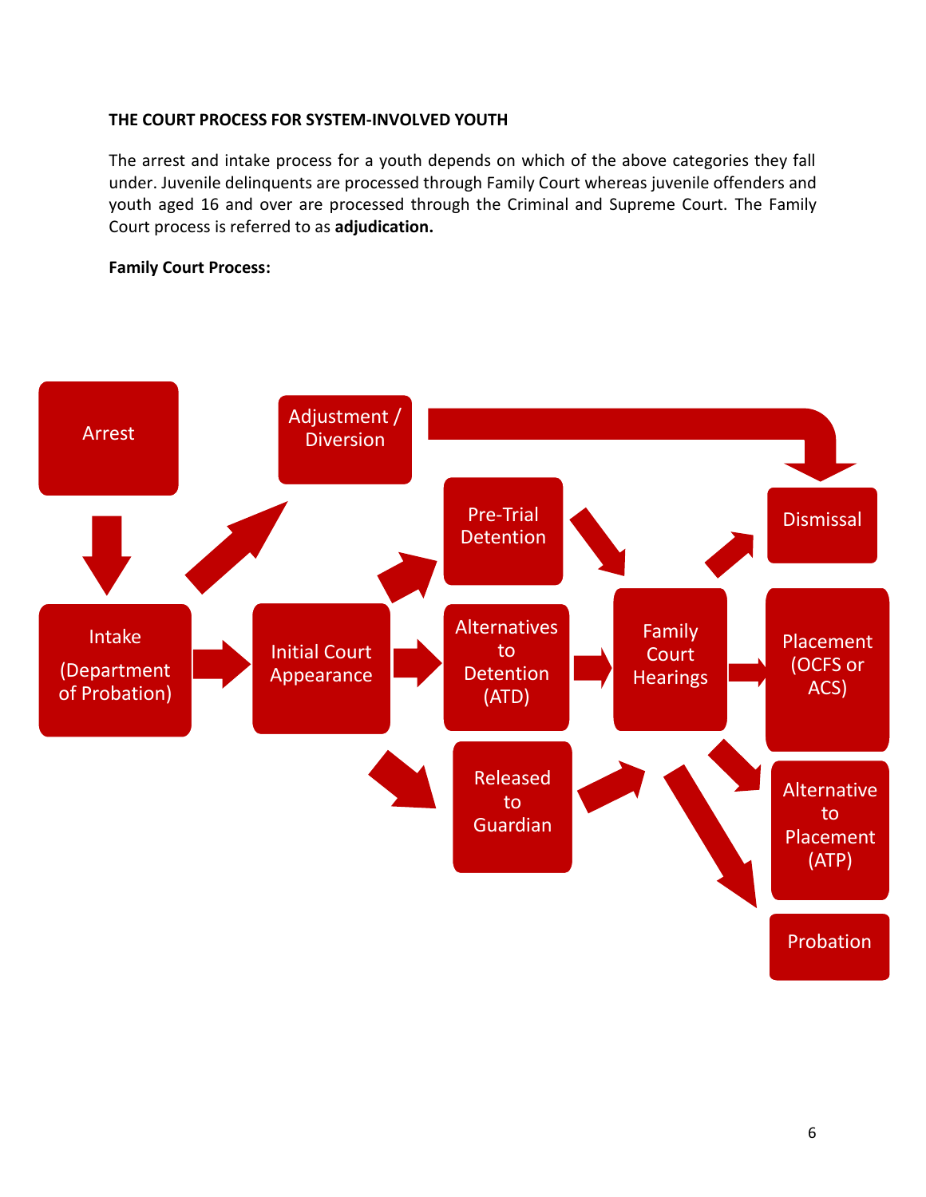**THE COURT PROCESS FOR SYSTEM-INVOLVED YOUTH**

The arrest and intake process for a youth depends on which of the above categories they fall under. Juvenile delinquents are processed through Family Court whereas juvenile offenders and youth aged 16 and over are processed through the Criminal and Supreme Court. The Family Court process is referred to as **adjudication.**

**Family Court Process:**

Arrest

Intake (Department of Probation)

Adjustment / Diversion

Initial Court Appearance

Pre-Trial Detention

Alternatives to Detention (ATD)

Released to Guardian

Family Court Hearings

Dismissal

Placement (OCFS or ACS)

Alternative to Placement (ATP)

Probation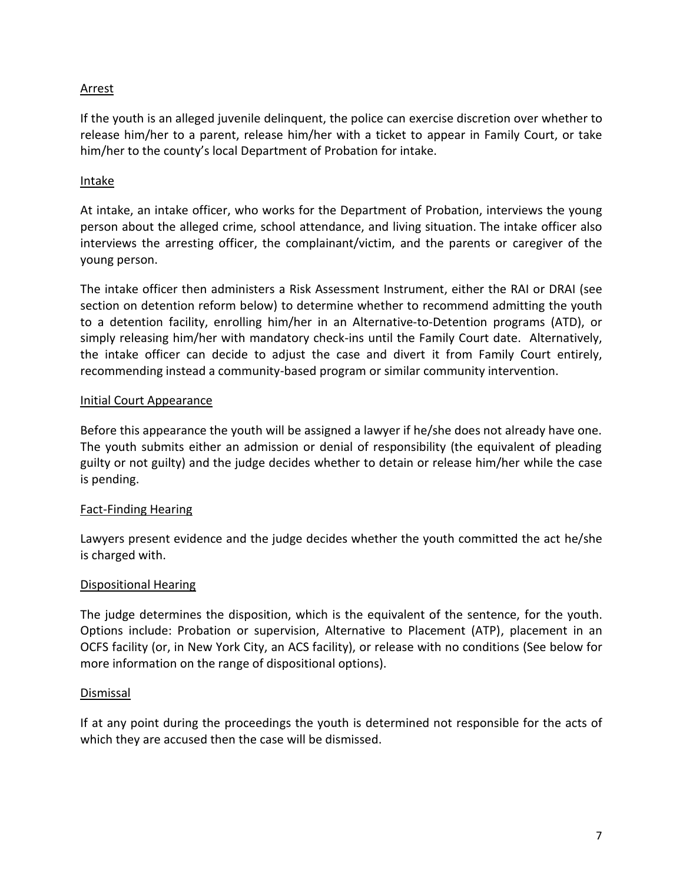## Arrest

If the youth is an alleged juvenile delinquent, the police can exercise discretion over whether to release him/her to a parent, release him/her with a ticket to appear in Family Court, or take him/her to the county's local Department of Probation for intake.

## Intake

At intake, an intake officer, who works for the Department of Probation, interviews the young person about the alleged crime, school attendance, and living situation. The intake officer also interviews the arresting officer, the complainant/victim, and the parents or caregiver of the young person.

The intake officer then administers a Risk Assessment Instrument, either the RAI or DRAI (see section on detention reform below) to determine whether to recommend admitting the youth to a detention facility, enrolling him/her in an Alternative-to-Detention programs (ATD), or simply releasing him/her with mandatory check-ins until the Family Court date. Alternatively, the intake officer can decide to adjust the case and divert it from Family Court entirely, recommending instead a community-based program or similar community intervention.

## Initial Court Appearance

Before this appearance the youth will be assigned a lawyer if he/she does not already have one. The youth submits either an admission or denial of responsibility (the equivalent of pleading guilty or not guilty) and the judge decides whether to detain or release him/her while the case is pending.

## Fact-Finding Hearing

Lawyers present evidence and the judge decides whether the youth committed the act he/she is charged with.

## Dispositional Hearing

The judge determines the disposition, which is the equivalent of the sentence, for the youth. Options include: Probation or supervision, Alternative to Placement (ATP), placement in an OCFS facility (or, in New York City, an ACS facility), or release with no conditions (See below for more information on the range of dispositional options).

## Dismissal

If at any point during the proceedings the youth is determined not responsible for the acts of which they are accused then the case will be dismissed.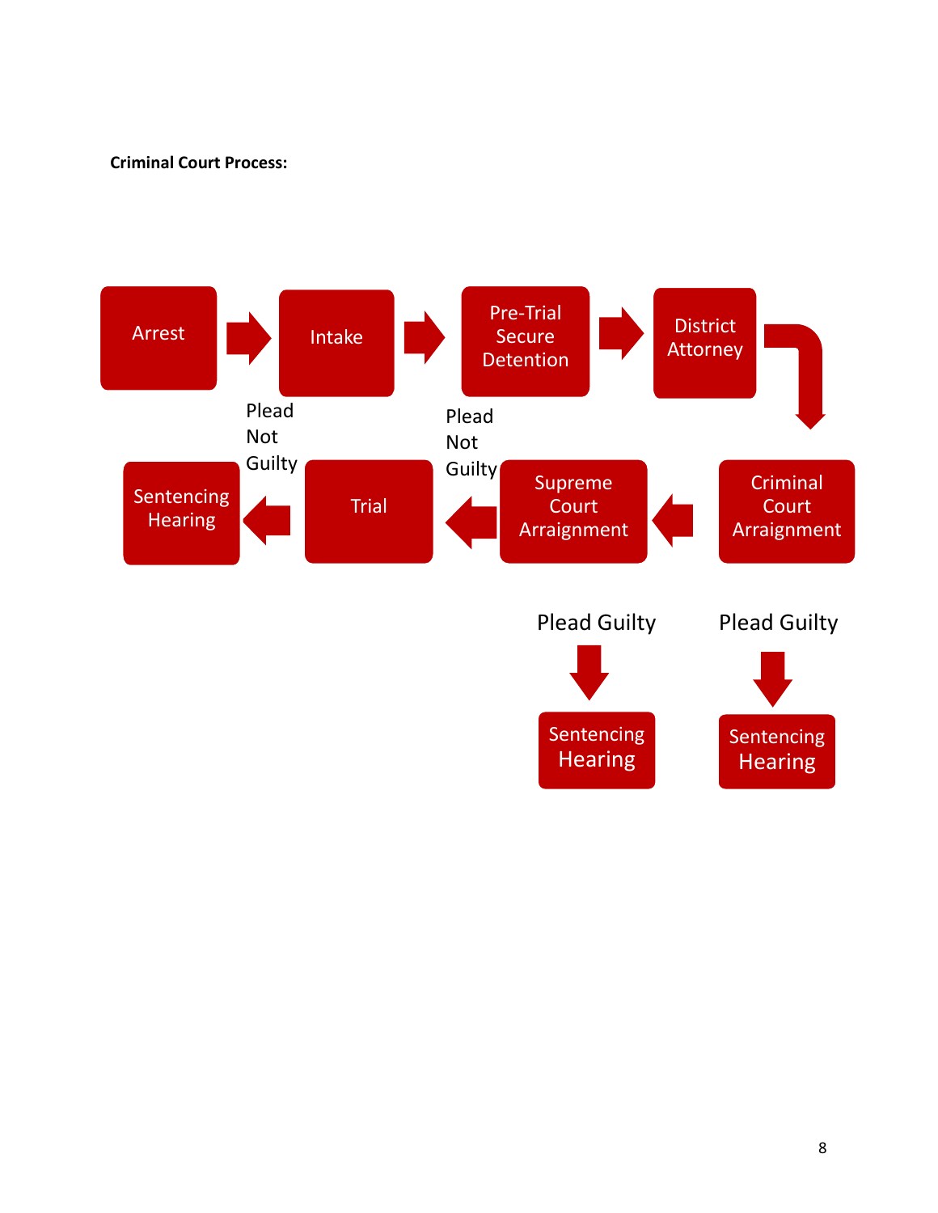**Criminal Court Process:**

Arrest → Intake → Pre-Trial Secure Detention → District Attorney → Criminal Court Arraignment → Supreme Court Arraignment → Trial → Sentencing Hearing

Plead Not Guilty

Plead Not Guilty

Plead Guilty → Sentencing Hearing

Plead Guilty → Sentencing Hearing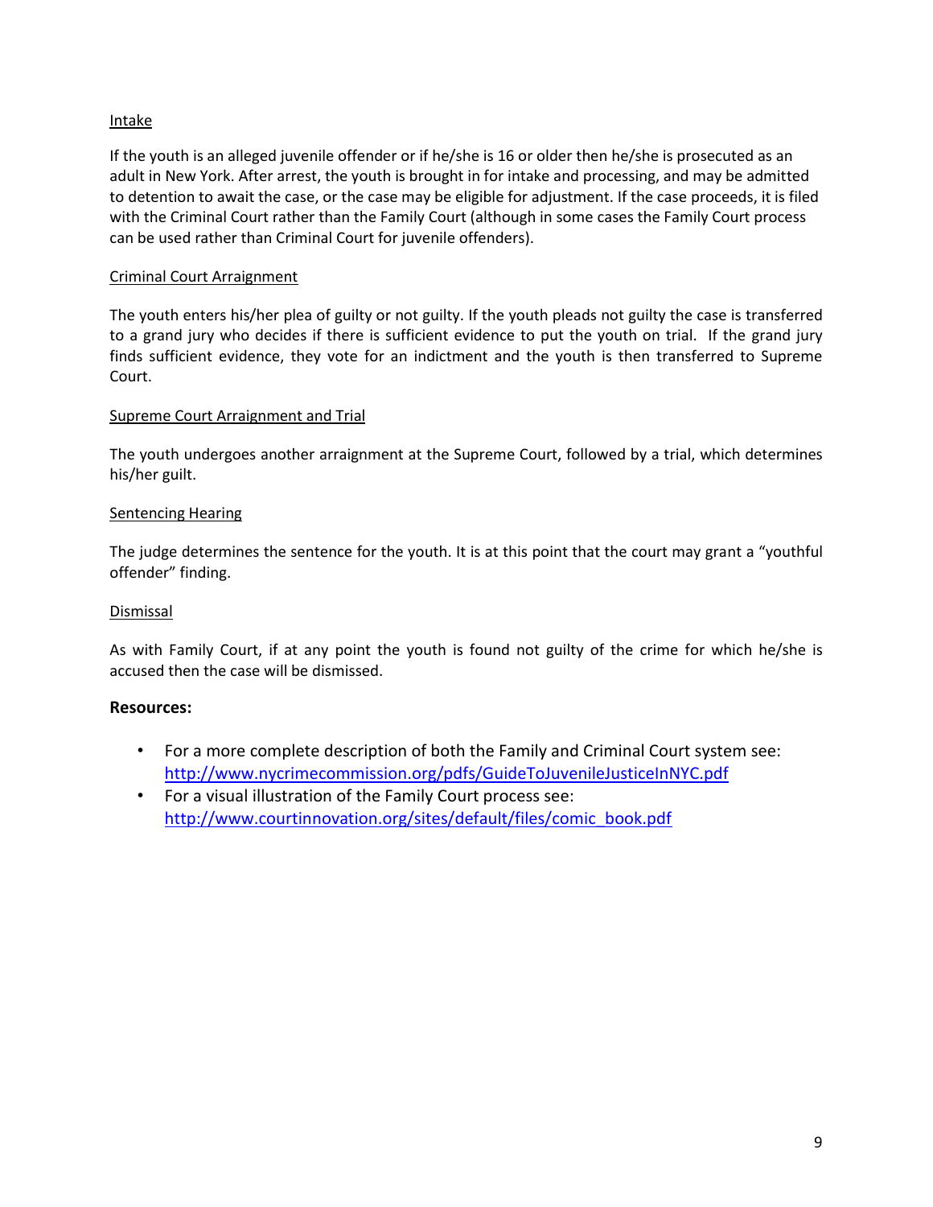Intake

If the youth is an alleged juvenile offender or if he/she is 16 or older then he/she is prosecuted as an adult in New York. After arrest, the youth is brought in for intake and processing, and may be admitted to detention to await the case, or the case may be eligible for adjustment. If the case proceeds, it is filed with the Criminal Court rather than the Family Court (although in some cases the Family Court process can be used rather than Criminal Court for juvenile offenders).

Criminal Court Arraignment

The youth enters his/her plea of guilty or not guilty. If the youth pleads not guilty the case is transferred to a grand jury who decides if there is sufficient evidence to put the youth on trial. If the grand jury finds sufficient evidence, they vote for an indictment and the youth is then transferred to Supreme Court.

Supreme Court Arraignment and Trial

The youth undergoes another arraignment at the Supreme Court, followed by a trial, which determines his/her guilt.

Sentencing Hearing

The judge determines the sentence for the youth. It is at this point that the court may grant a "youthful offender" finding.

Dismissal

As with Family Court, if at any point the youth is found not guilty of the crime for which he/she is accused then the case will be dismissed.

**Resources:**

- For a more complete description of both the Family and Criminal Court system see: http://www.nycrimecommission.org/pdfs/GuideToJuvenileJusticeInNYC.pdf
- For a visual illustration of the Family Court process see: http://www.courtinnovation.org/sites/default/files/comic_book.pdf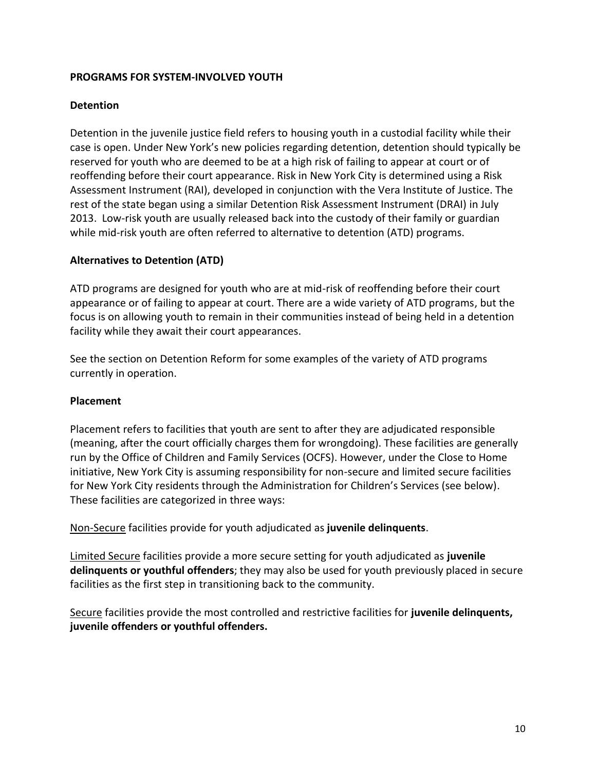## PROGRAMS FOR SYSTEM-INVOLVED YOUTH

### Detention

Detention in the juvenile justice field refers to housing youth in a custodial facility while their case is open. Under New York's new policies regarding detention, detention should typically be reserved for youth who are deemed to be at a high risk of failing to appear at court or of reoffending before their court appearance. Risk in New York City is determined using a Risk Assessment Instrument (RAI), developed in conjunction with the Vera Institute of Justice. The rest of the state began using a similar Detention Risk Assessment Instrument (DRAI) in July 2013. Low-risk youth are usually released back into the custody of their family or guardian while mid-risk youth are often referred to alternative to detention (ATD) programs.

### Alternatives to Detention (ATD)

ATD programs are designed for youth who are at mid-risk of reoffending before their court appearance or of failing to appear at court. There are a wide variety of ATD programs, but the focus is on allowing youth to remain in their communities instead of being held in a detention facility while they await their court appearances.

See the section on Detention Reform for some examples of the variety of ATD programs currently in operation.

### Placement

Placement refers to facilities that youth are sent to after they are adjudicated responsible (meaning, after the court officially charges them for wrongdoing). These facilities are generally run by the Office of Children and Family Services (OCFS). However, under the Close to Home initiative, New York City is assuming responsibility for non-secure and limited secure facilities for New York City residents through the Administration for Children's Services (see below). These facilities are categorized in three ways:

Non-Secure facilities provide for youth adjudicated as **juvenile delinquents**.

Limited Secure facilities provide a more secure setting for youth adjudicated as **juvenile delinquents or youthful offenders**; they may also be used for youth previously placed in secure facilities as the first step in transitioning back to the community.

Secure facilities provide the most controlled and restrictive facilities for **juvenile delinquents, juvenile offenders or youthful offenders.**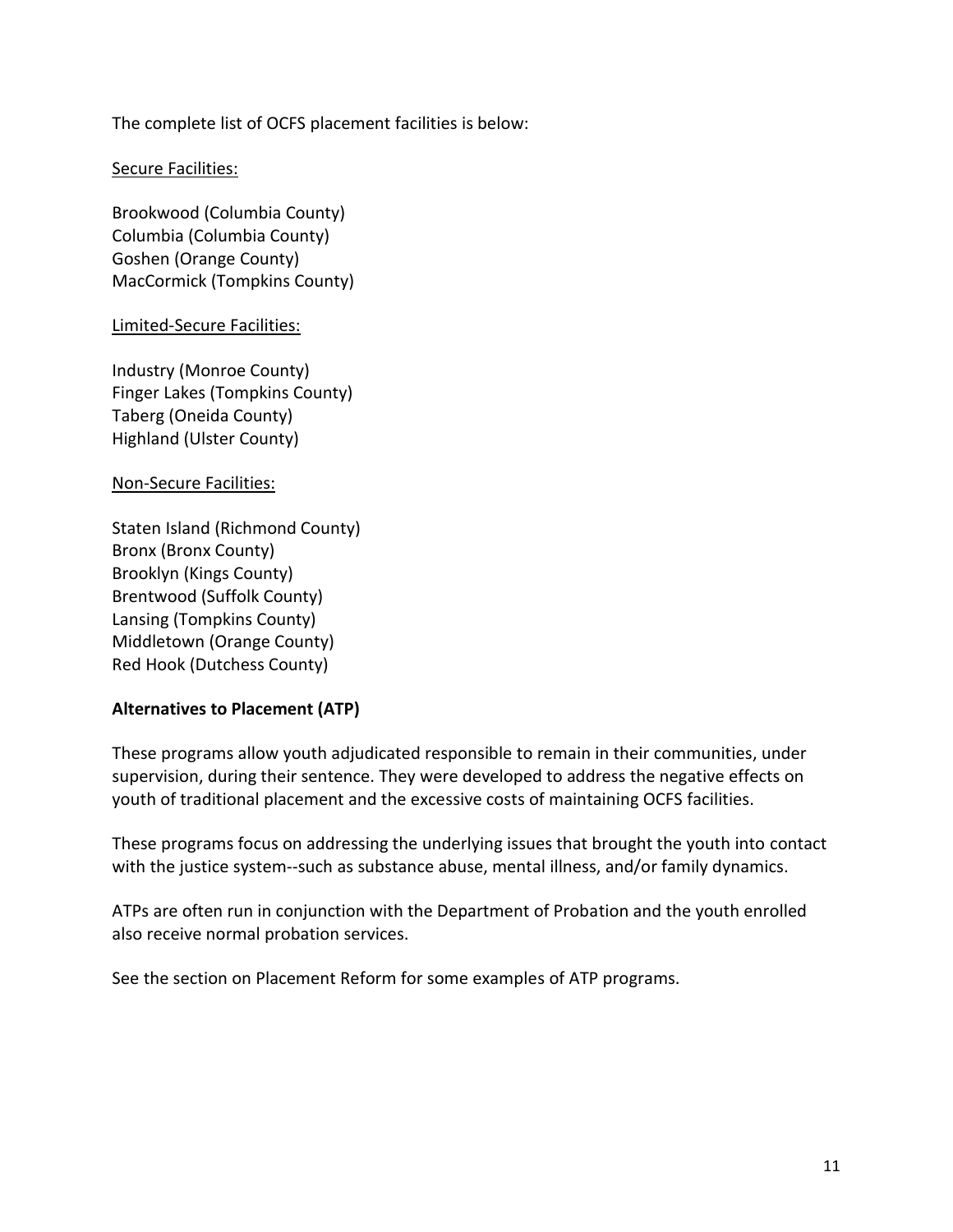The complete list of OCFS placement facilities is below:

<u>Secure Facilities:</u>

Brookwood (Columbia County)
Columbia (Columbia County)
Goshen (Orange County)
MacCormick (Tompkins County)

<u>Limited-Secure Facilities:</u>

Industry (Monroe County)
Finger Lakes (Tompkins County)
Taberg (Oneida County)
Highland (Ulster County)

<u>Non-Secure Facilities:</u>

Staten Island (Richmond County)
Bronx (Bronx County)
Brooklyn (Kings County)
Brentwood (Suffolk County)
Lansing (Tompkins County)
Middletown (Orange County)
Red Hook (Dutchess County)

**Alternatives to Placement (ATP)**

These programs allow youth adjudicated responsible to remain in their communities, under supervision, during their sentence. They were developed to address the negative effects on youth of traditional placement and the excessive costs of maintaining OCFS facilities.

These programs focus on addressing the underlying issues that brought the youth into contact with the justice system--such as substance abuse, mental illness, and/or family dynamics.

ATPs are often run in conjunction with the Department of Probation and the youth enrolled also receive normal probation services.

See the section on Placement Reform for some examples of ATP programs.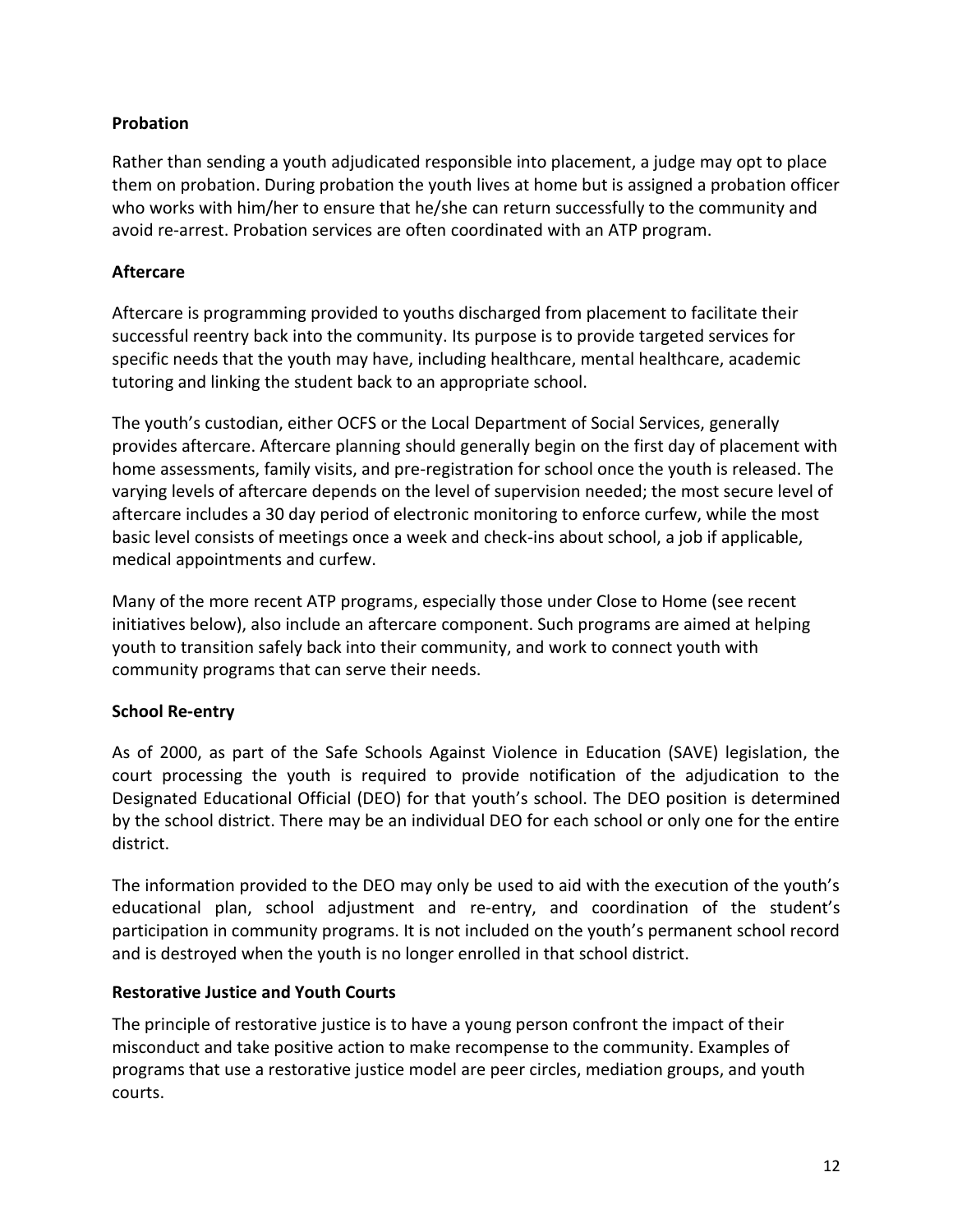### Probation

Rather than sending a youth adjudicated responsible into placement, a judge may opt to place them on probation. During probation the youth lives at home but is assigned a probation officer who works with him/her to ensure that he/she can return successfully to the community and avoid re-arrest. Probation services are often coordinated with an ATP program.

### Aftercare

Aftercare is programming provided to youths discharged from placement to facilitate their successful reentry back into the community. Its purpose is to provide targeted services for specific needs that the youth may have, including healthcare, mental healthcare, academic tutoring and linking the student back to an appropriate school.

The youth's custodian, either OCFS or the Local Department of Social Services, generally provides aftercare. Aftercare planning should generally begin on the first day of placement with home assessments, family visits, and pre-registration for school once the youth is released. The varying levels of aftercare depends on the level of supervision needed; the most secure level of aftercare includes a 30 day period of electronic monitoring to enforce curfew, while the most basic level consists of meetings once a week and check-ins about school, a job if applicable, medical appointments and curfew.

Many of the more recent ATP programs, especially those under Close to Home (see recent initiatives below), also include an aftercare component. Such programs are aimed at helping youth to transition safely back into their community, and work to connect youth with community programs that can serve their needs.

### School Re-entry

As of 2000, as part of the Safe Schools Against Violence in Education (SAVE) legislation, the court processing the youth is required to provide notification of the adjudication to the Designated Educational Official (DEO) for that youth's school. The DEO position is determined by the school district. There may be an individual DEO for each school or only one for the entire district.

The information provided to the DEO may only be used to aid with the execution of the youth's educational plan, school adjustment and re-entry, and coordination of the student's participation in community programs. It is not included on the youth's permanent school record and is destroyed when the youth is no longer enrolled in that school district.

### Restorative Justice and Youth Courts

The principle of restorative justice is to have a young person confront the impact of their misconduct and take positive action to make recompense to the community. Examples of programs that use a restorative justice model are peer circles, mediation groups, and youth courts.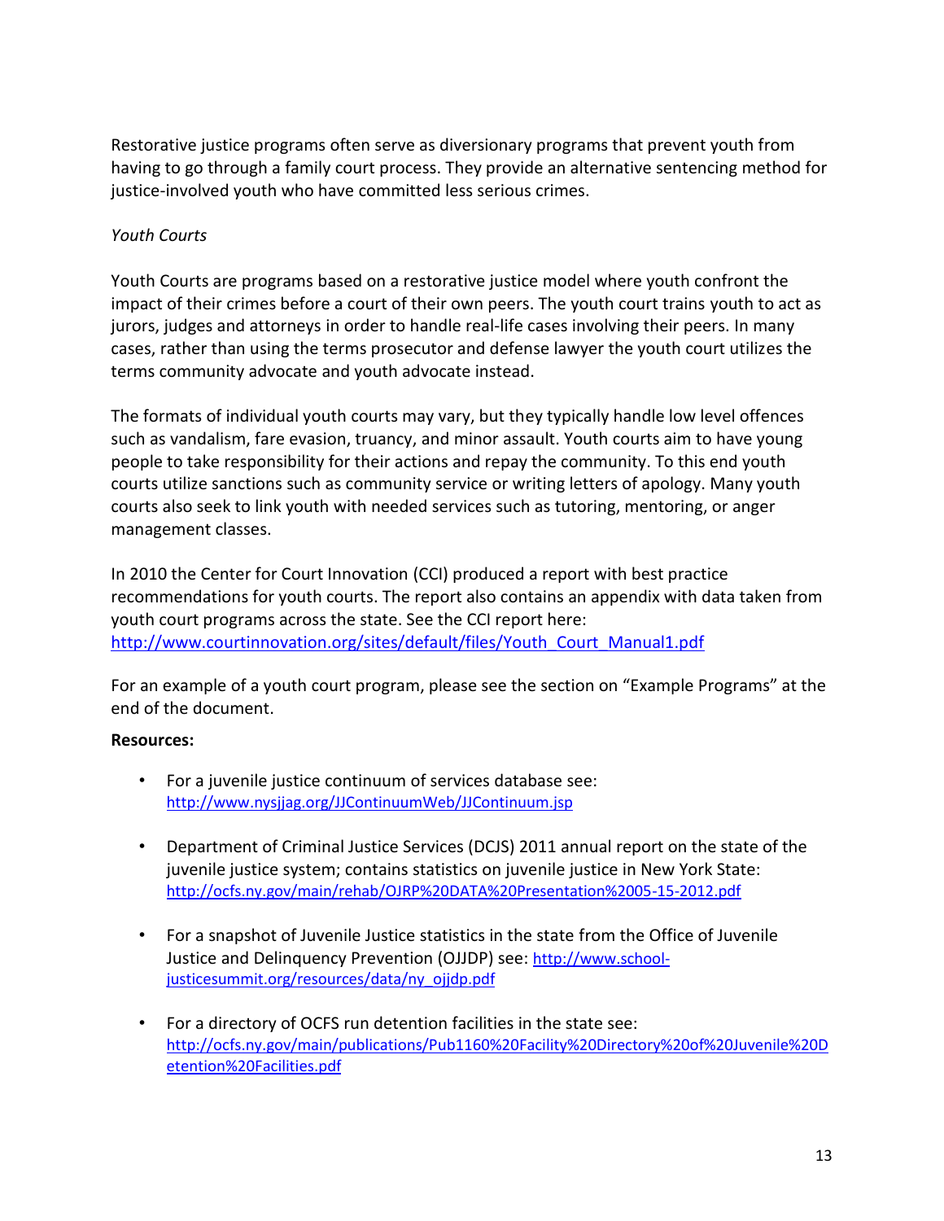Restorative justice programs often serve as diversionary programs that prevent youth from having to go through a family court process. They provide an alternative sentencing method for justice-involved youth who have committed less serious crimes.

*Youth Courts*

Youth Courts are programs based on a restorative justice model where youth confront the impact of their crimes before a court of their own peers. The youth court trains youth to act as jurors, judges and attorneys in order to handle real-life cases involving their peers. In many cases, rather than using the terms prosecutor and defense lawyer the youth court utilizes the terms community advocate and youth advocate instead.

The formats of individual youth courts may vary, but they typically handle low level offences such as vandalism, fare evasion, truancy, and minor assault. Youth courts aim to have young people to take responsibility for their actions and repay the community. To this end youth courts utilize sanctions such as community service or writing letters of apology. Many youth courts also seek to link youth with needed services such as tutoring, mentoring, or anger management classes.

In 2010 the Center for Court Innovation (CCI) produced a report with best practice recommendations for youth courts. The report also contains an appendix with data taken from youth court programs across the state. See the CCI report here: http://www.courtinnovation.org/sites/default/files/Youth_Court_Manual1.pdf

For an example of a youth court program, please see the section on "Example Programs" at the end of the document.

**Resources:**

- For a juvenile justice continuum of services database see: http://www.nysjjag.org/JJContinuumWeb/JJContinuum.jsp
- Department of Criminal Justice Services (DCJS) 2011 annual report on the state of the juvenile justice system; contains statistics on juvenile justice in New York State: http://ocfs.ny.gov/main/rehab/OJRP%20DATA%20Presentation%2005-15-2012.pdf
- For a snapshot of Juvenile Justice statistics in the state from the Office of Juvenile Justice and Delinquency Prevention (OJJDP) see: http://www.school-justicesummit.org/resources/data/ny_ojjdp.pdf
- For a directory of OCFS run detention facilities in the state see: http://ocfs.ny.gov/main/publications/Pub1160%20Facility%20Directory%20of%20Juvenile%20Detention%20Facilities.pdf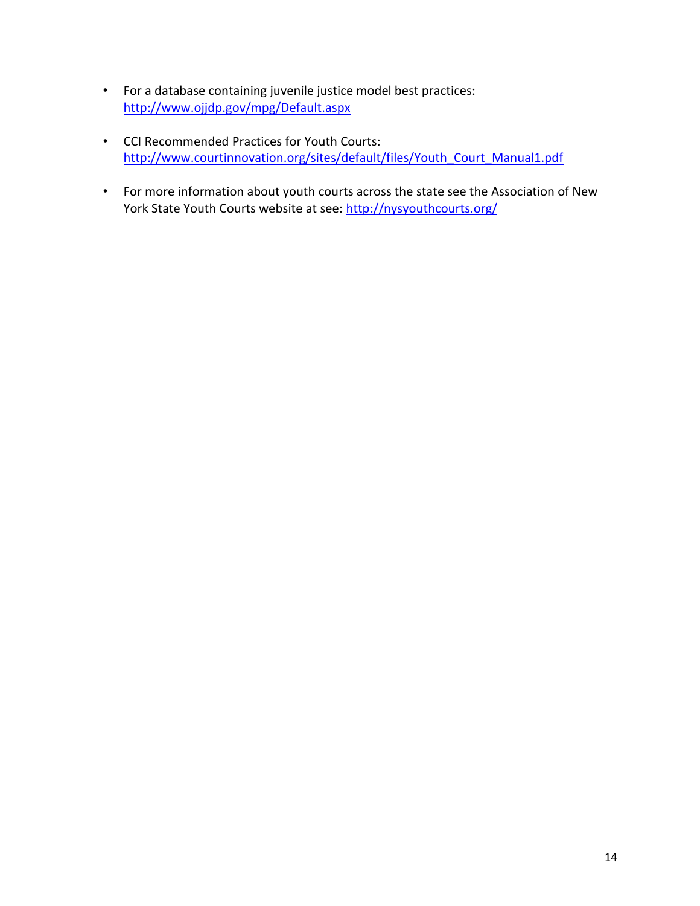- For a database containing juvenile justice model best practices: http://www.ojjdp.gov/mpg/Default.aspx

- CCI Recommended Practices for Youth Courts: http://www.courtinnovation.org/sites/default/files/Youth_Court_Manual1.pdf

- For more information about youth courts across the state see the Association of New York State Youth Courts website at see: http://nysyouthcourts.org/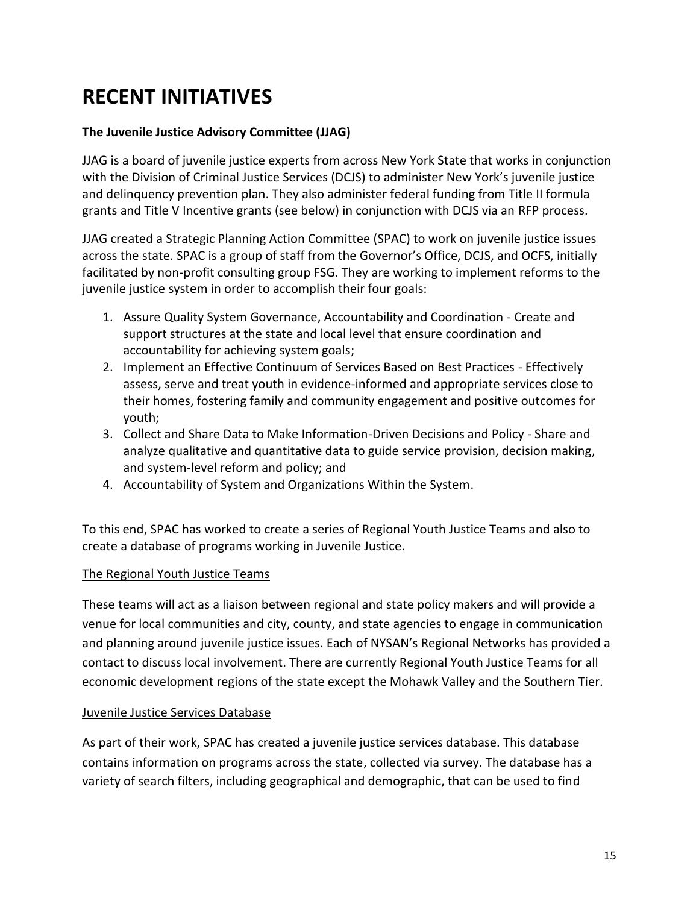# RECENT INITIATIVES

**The Juvenile Justice Advisory Committee (JJAG)**

JJAG is a board of juvenile justice experts from across New York State that works in conjunction with the Division of Criminal Justice Services (DCJS) to administer New York's juvenile justice and delinquency prevention plan. They also administer federal funding from Title II formula grants and Title V Incentive grants (see below) in conjunction with DCJS via an RFP process.

JJAG created a Strategic Planning Action Committee (SPAC) to work on juvenile justice issues across the state. SPAC is a group of staff from the Governor's Office, DCJS, and OCFS, initially facilitated by non-profit consulting group FSG. They are working to implement reforms to the juvenile justice system in order to accomplish their four goals:

1. Assure Quality System Governance, Accountability and Coordination - Create and support structures at the state and local level that ensure coordination and accountability for achieving system goals;
2. Implement an Effective Continuum of Services Based on Best Practices - Effectively assess, serve and treat youth in evidence-informed and appropriate services close to their homes, fostering family and community engagement and positive outcomes for youth;
3. Collect and Share Data to Make Information-Driven Decisions and Policy - Share and analyze qualitative and quantitative data to guide service provision, decision making, and system-level reform and policy; and
4. Accountability of System and Organizations Within the System.

To this end, SPAC has worked to create a series of Regional Youth Justice Teams and also to create a database of programs working in Juvenile Justice.

<u>The Regional Youth Justice Teams</u>

These teams will act as a liaison between regional and state policy makers and will provide a venue for local communities and city, county, and state agencies to engage in communication and planning around juvenile justice issues. Each of NYSAN's Regional Networks has provided a contact to discuss local involvement. There are currently Regional Youth Justice Teams for all economic development regions of the state except the Mohawk Valley and the Southern Tier.

<u>Juvenile Justice Services Database</u>

As part of their work, SPAC has created a juvenile justice services database. This database contains information on programs across the state, collected via survey. The database has a variety of search filters, including geographical and demographic, that can be used to find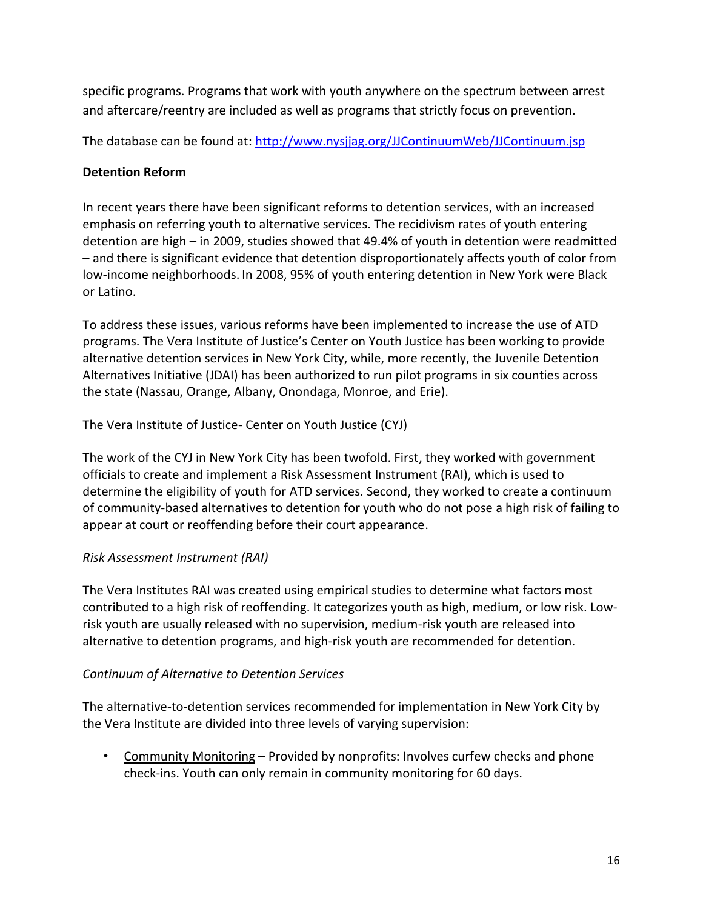specific programs. Programs that work with youth anywhere on the spectrum between arrest and aftercare/reentry are included as well as programs that strictly focus on prevention.

The database can be found at: [http://www.nysjjag.org/JJContinuumWeb/JJContinuum.jsp](http://www.nysjjag.org/JJContinuumWeb/JJContinuum.jsp)

**Detention Reform**

In recent years there have been significant reforms to detention services, with an increased emphasis on referring youth to alternative services. The recidivism rates of youth entering detention are high – in 2009, studies showed that 49.4% of youth in detention were readmitted – and there is significant evidence that detention disproportionately affects youth of color from low-income neighborhoods. In 2008, 95% of youth entering detention in New York were Black or Latino.

To address these issues, various reforms have been implemented to increase the use of ATD programs. The Vera Institute of Justice's Center on Youth Justice has been working to provide alternative detention services in New York City, while, more recently, the Juvenile Detention Alternatives Initiative (JDAI) has been authorized to run pilot programs in six counties across the state (Nassau, Orange, Albany, Onondaga, Monroe, and Erie).

<u>The Vera Institute of Justice- Center on Youth Justice (CYJ)</u>

The work of the CYJ in New York City has been twofold. First, they worked with government officials to create and implement a Risk Assessment Instrument (RAI), which is used to determine the eligibility of youth for ATD services. Second, they worked to create a continuum of community-based alternatives to detention for youth who do not pose a high risk of failing to appear at court or reoffending before their court appearance.

*Risk Assessment Instrument (RAI)*

The Vera Institutes RAI was created using empirical studies to determine what factors most contributed to a high risk of reoffending. It categorizes youth as high, medium, or low risk. Low-risk youth are usually released with no supervision, medium-risk youth are released into alternative to detention programs, and high-risk youth are recommended for detention.

*Continuum of Alternative to Detention Services*

The alternative-to-detention services recommended for implementation in New York City by the Vera Institute are divided into three levels of varying supervision:

- <u>Community Monitoring</u> – Provided by nonprofits: Involves curfew checks and phone check-ins. Youth can only remain in community monitoring for 60 days.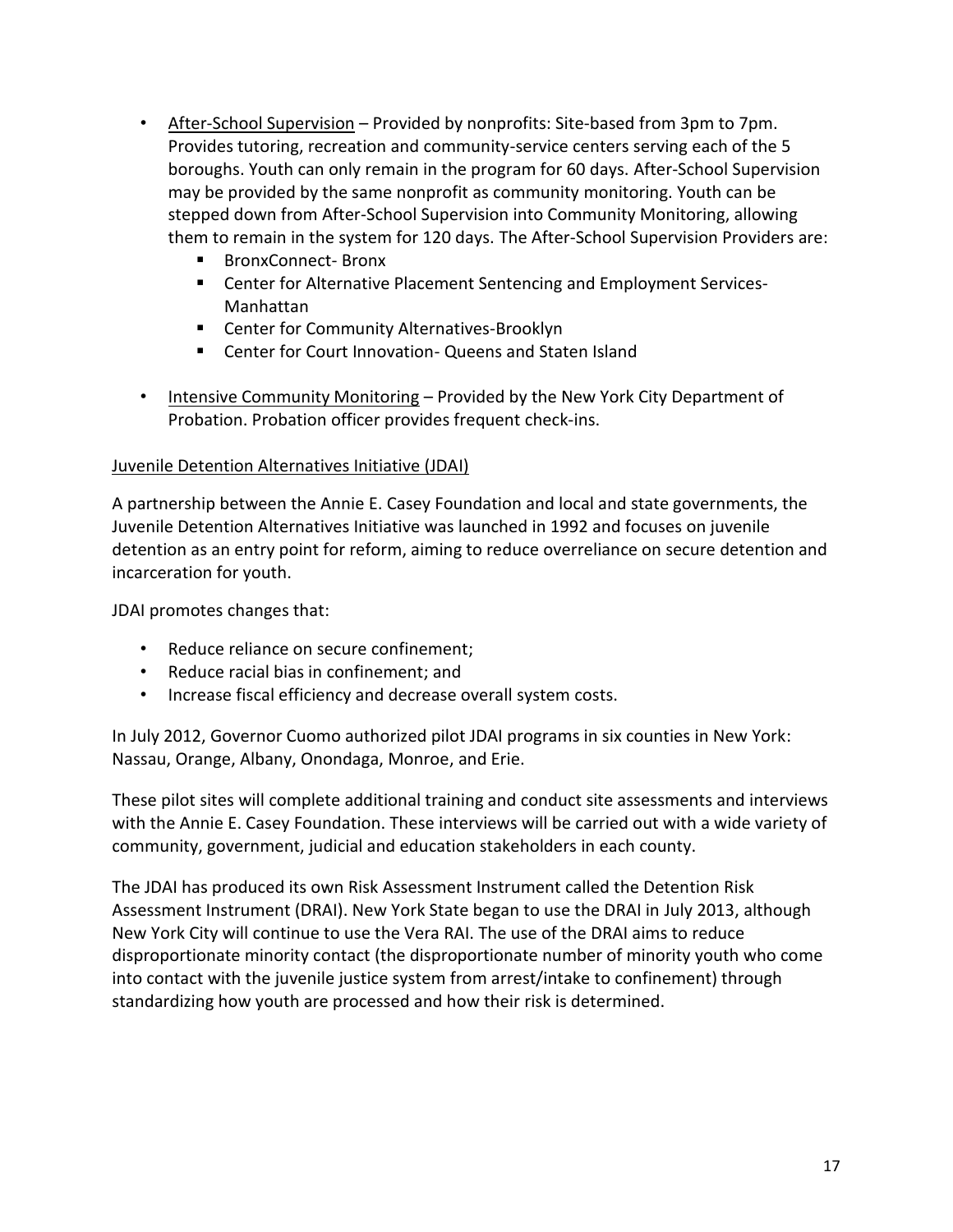- After-School Supervision – Provided by nonprofits: Site-based from 3pm to 7pm. Provides tutoring, recreation and community-service centers serving each of the 5 boroughs. Youth can only remain in the program for 60 days. After-School Supervision may be provided by the same nonprofit as community monitoring. Youth can be stepped down from After-School Supervision into Community Monitoring, allowing them to remain in the system for 120 days. The After-School Supervision Providers are:
    - BronxConnect- Bronx
    - Center for Alternative Placement Sentencing and Employment Services- Manhattan
    - Center for Community Alternatives-Brooklyn
    - Center for Court Innovation- Queens and Staten Island
- Intensive Community Monitoring – Provided by the New York City Department of Probation. Probation officer provides frequent check-ins.

Juvenile Detention Alternatives Initiative (JDAI)

A partnership between the Annie E. Casey Foundation and local and state governments, the Juvenile Detention Alternatives Initiative was launched in 1992 and focuses on juvenile detention as an entry point for reform, aiming to reduce overreliance on secure detention and incarceration for youth.

JDAI promotes changes that:

- Reduce reliance on secure confinement;
- Reduce racial bias in confinement; and
- Increase fiscal efficiency and decrease overall system costs.

In July 2012, Governor Cuomo authorized pilot JDAI programs in six counties in New York: Nassau, Orange, Albany, Onondaga, Monroe, and Erie.

These pilot sites will complete additional training and conduct site assessments and interviews with the Annie E. Casey Foundation. These interviews will be carried out with a wide variety of community, government, judicial and education stakeholders in each county.

The JDAI has produced its own Risk Assessment Instrument called the Detention Risk Assessment Instrument (DRAI). New York State began to use the DRAI in July 2013, although New York City will continue to use the Vera RAI. The use of the DRAI aims to reduce disproportionate minority contact (the disproportionate number of minority youth who come into contact with the juvenile justice system from arrest/intake to confinement) through standardizing how youth are processed and how their risk is determined.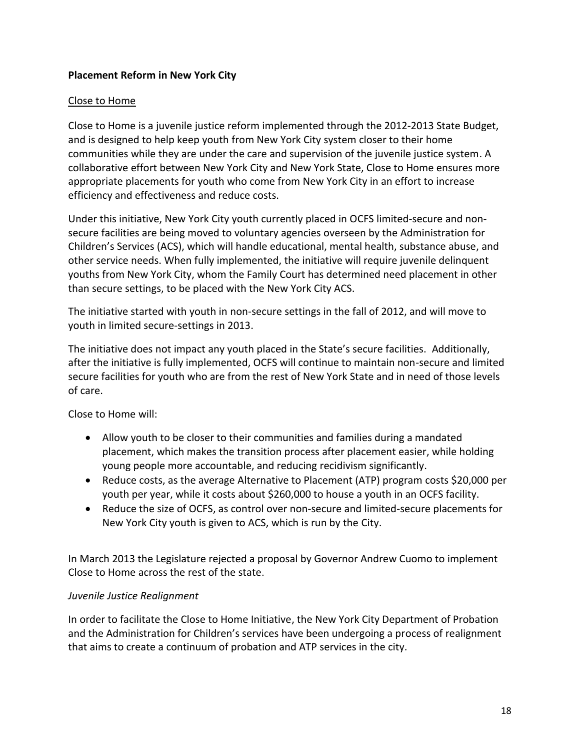**Placement Reform in New York City**

Close to Home

Close to Home is a juvenile justice reform implemented through the 2012-2013 State Budget, and is designed to help keep youth from New York City system closer to their home communities while they are under the care and supervision of the juvenile justice system. A collaborative effort between New York City and New York State, Close to Home ensures more appropriate placements for youth who come from New York City in an effort to increase efficiency and effectiveness and reduce costs.

Under this initiative, New York City youth currently placed in OCFS limited-secure and non-secure facilities are being moved to voluntary agencies overseen by the Administration for Children's Services (ACS), which will handle educational, mental health, substance abuse, and other service needs. When fully implemented, the initiative will require juvenile delinquent youths from New York City, whom the Family Court has determined need placement in other than secure settings, to be placed with the New York City ACS.

The initiative started with youth in non-secure settings in the fall of 2012, and will move to youth in limited secure-settings in 2013.

The initiative does not impact any youth placed in the State's secure facilities. Additionally, after the initiative is fully implemented, OCFS will continue to maintain non-secure and limited secure facilities for youth who are from the rest of New York State and in need of those levels of care.

Close to Home will:

- Allow youth to be closer to their communities and families during a mandated placement, which makes the transition process after placement easier, while holding young people more accountable, and reducing recidivism significantly.
- Reduce costs, as the average Alternative to Placement (ATP) program costs $20,000 per youth per year, while it costs about $260,000 to house a youth in an OCFS facility.
- Reduce the size of OCFS, as control over non-secure and limited-secure placements for New York City youth is given to ACS, which is run by the City.

In March 2013 the Legislature rejected a proposal by Governor Andrew Cuomo to implement Close to Home across the rest of the state.

*Juvenile Justice Realignment*

In order to facilitate the Close to Home Initiative, the New York City Department of Probation and the Administration for Children's services have been undergoing a process of realignment that aims to create a continuum of probation and ATP services in the city.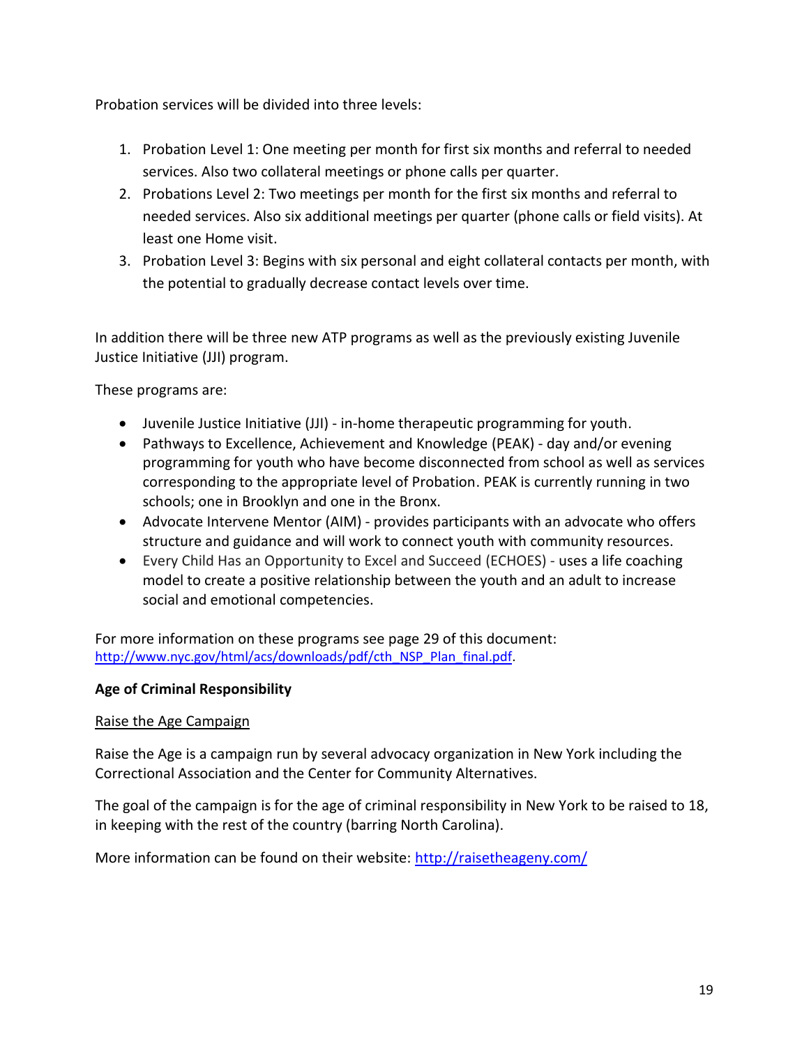Probation services will be divided into three levels:

1. Probation Level 1: One meeting per month for first six months and referral to needed services. Also two collateral meetings or phone calls per quarter.
2. Probations Level 2: Two meetings per month for the first six months and referral to needed services. Also six additional meetings per quarter (phone calls or field visits). At least one Home visit.
3. Probation Level 3: Begins with six personal and eight collateral contacts per month, with the potential to gradually decrease contact levels over time.

In addition there will be three new ATP programs as well as the previously existing Juvenile Justice Initiative (JJI) program.

These programs are:

- Juvenile Justice Initiative (JJI) - in-home therapeutic programming for youth.
- Pathways to Excellence, Achievement and Knowledge (PEAK) - day and/or evening programming for youth who have become disconnected from school as well as services corresponding to the appropriate level of Probation. PEAK is currently running in two schools; one in Brooklyn and one in the Bronx.
- Advocate Intervene Mentor (AIM) - provides participants with an advocate who offers structure and guidance and will work to connect youth with community resources.
- Every Child Has an Opportunity to Excel and Succeed (ECHOES) - uses a life coaching model to create a positive relationship between the youth and an adult to increase social and emotional competencies.

For more information on these programs see page 29 of this document: http://www.nyc.gov/html/acs/downloads/pdf/cth_NSP_Plan_final.pdf.

**Age of Criminal Responsibility**

Raise the Age Campaign

Raise the Age is a campaign run by several advocacy organization in New York including the Correctional Association and the Center for Community Alternatives.

The goal of the campaign is for the age of criminal responsibility in New York to be raised to 18, in keeping with the rest of the country (barring North Carolina).

More information can be found on their website: http://raisetheageny.com/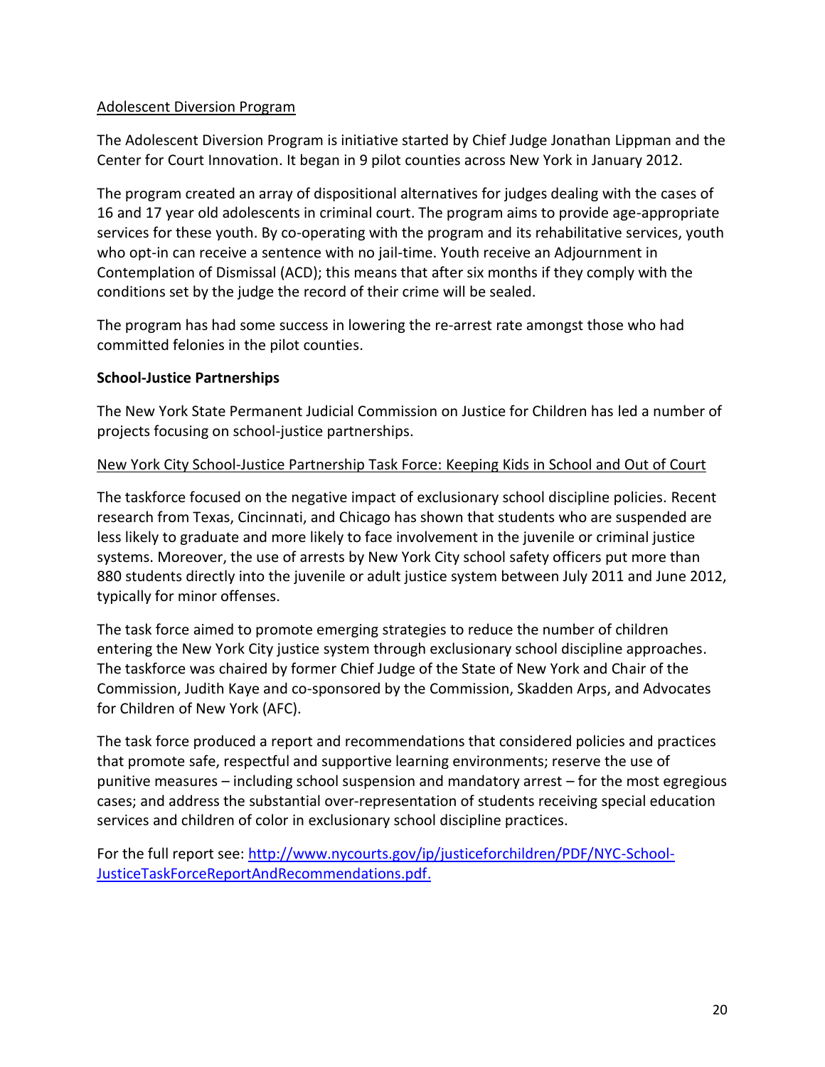Adolescent Diversion Program

The Adolescent Diversion Program is initiative started by Chief Judge Jonathan Lippman and the Center for Court Innovation. It began in 9 pilot counties across New York in January 2012.

The program created an array of dispositional alternatives for judges dealing with the cases of 16 and 17 year old adolescents in criminal court. The program aims to provide age-appropriate services for these youth. By co-operating with the program and its rehabilitative services, youth who opt-in can receive a sentence with no jail-time. Youth receive an Adjournment in Contemplation of Dismissal (ACD); this means that after six months if they comply with the conditions set by the judge the record of their crime will be sealed.

The program has had some success in lowering the re-arrest rate amongst those who had committed felonies in the pilot counties.

**School-Justice Partnerships**

The New York State Permanent Judicial Commission on Justice for Children has led a number of projects focusing on school-justice partnerships.

New York City School-Justice Partnership Task Force: Keeping Kids in School and Out of Court

The taskforce focused on the negative impact of exclusionary school discipline policies. Recent research from Texas, Cincinnati, and Chicago has shown that students who are suspended are less likely to graduate and more likely to face involvement in the juvenile or criminal justice systems. Moreover, the use of arrests by New York City school safety officers put more than 880 students directly into the juvenile or adult justice system between July 2011 and June 2012, typically for minor offenses.

The task force aimed to promote emerging strategies to reduce the number of children entering the New York City justice system through exclusionary school discipline approaches. The taskforce was chaired by former Chief Judge of the State of New York and Chair of the Commission, Judith Kaye and co-sponsored by the Commission, Skadden Arps, and Advocates for Children of New York (AFC).

The task force produced a report and recommendations that considered policies and practices that promote safe, respectful and supportive learning environments; reserve the use of punitive measures – including school suspension and mandatory arrest – for the most egregious cases; and address the substantial over-representation of students receiving special education services and children of color in exclusionary school discipline practices.

For the full report see: http://www.nycourts.gov/ip/justiceforchildren/PDF/NYC-School-JusticeTaskForceReportAndRecommendations.pdf.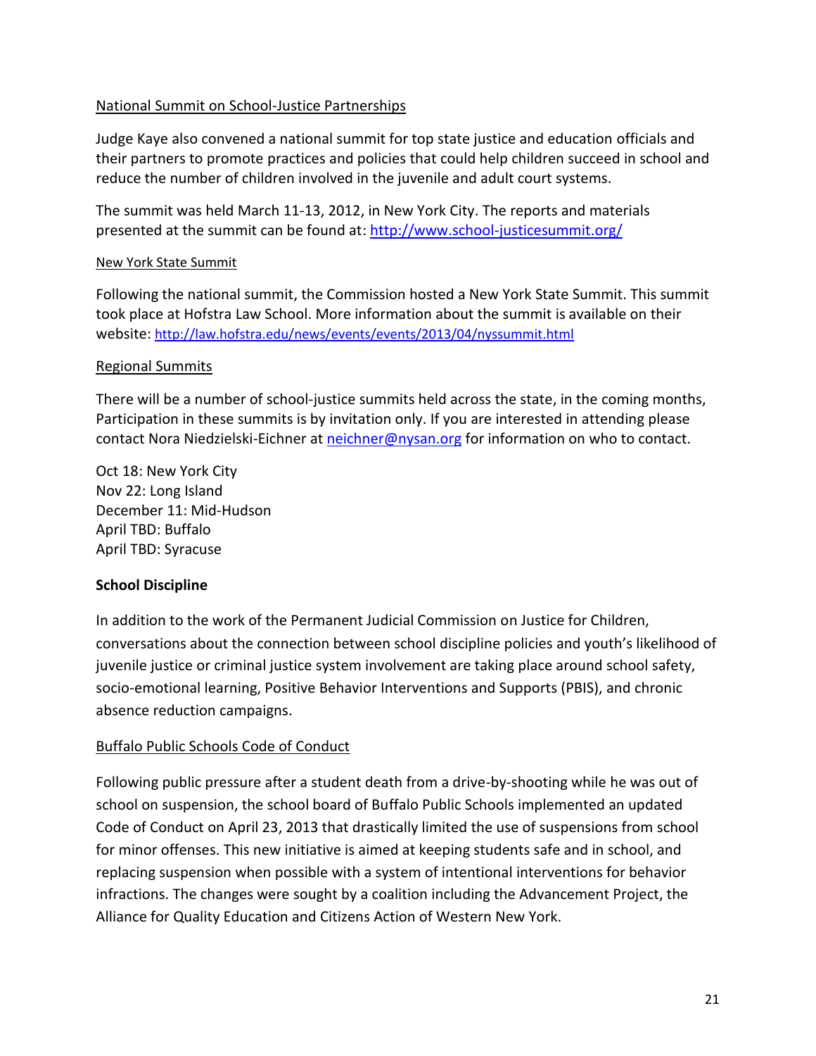National Summit on School-Justice Partnerships

Judge Kaye also convened a national summit for top state justice and education officials and their partners to promote practices and policies that could help children succeed in school and reduce the number of children involved in the juvenile and adult court systems.

The summit was held March 11-13, 2012, in New York City. The reports and materials presented at the summit can be found at: http://www.school-justicesummit.org/

New York State Summit

Following the national summit, the Commission hosted a New York State Summit. This summit took place at Hofstra Law School. More information about the summit is available on their website: http://law.hofstra.edu/news/events/events/2013/04/nyssummit.html

Regional Summits

There will be a number of school-justice summits held across the state, in the coming months, Participation in these summits is by invitation only. If you are interested in attending please contact Nora Niedzielski-Eichner at neichner@nysan.org for information on who to contact.

Oct 18: New York City
Nov 22: Long Island
December 11: Mid-Hudson
April TBD: Buffalo
April TBD: Syracuse

**School Discipline**

In addition to the work of the Permanent Judicial Commission on Justice for Children, conversations about the connection between school discipline policies and youth's likelihood of juvenile justice or criminal justice system involvement are taking place around school safety, socio-emotional learning, Positive Behavior Interventions and Supports (PBIS), and chronic absence reduction campaigns.

Buffalo Public Schools Code of Conduct

Following public pressure after a student death from a drive-by-shooting while he was out of school on suspension, the school board of Buffalo Public Schools implemented an updated Code of Conduct on April 23, 2013 that drastically limited the use of suspensions from school for minor offenses. This new initiative is aimed at keeping students safe and in school, and replacing suspension when possible with a system of intentional interventions for behavior infractions. The changes were sought by a coalition including the Advancement Project, the Alliance for Quality Education and Citizens Action of Western New York.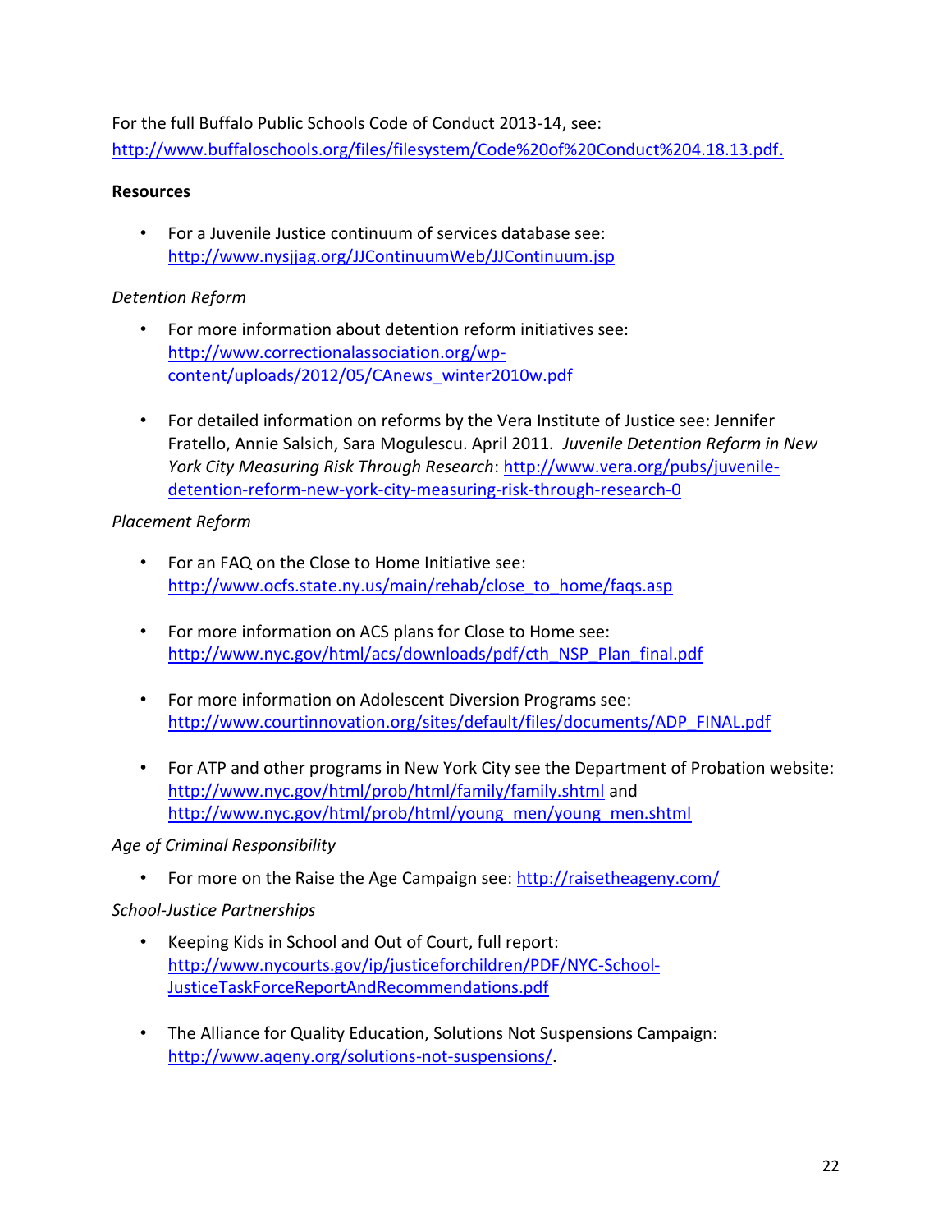For the full Buffalo Public Schools Code of Conduct 2013-14, see: http://www.buffaloschools.org/files/filesystem/Code%20of%20Conduct%204.18.13.pdf.

**Resources**

- For a Juvenile Justice continuum of services database see: http://www.nysjjag.org/JJContinuumWeb/JJContinuum.jsp

*Detention Reform*

- For more information about detention reform initiatives see: http://www.correctionalassociation.org/wp-content/uploads/2012/05/CAnews_winter2010w.pdf

- For detailed information on reforms by the Vera Institute of Justice see: Jennifer Fratello, Annie Salsich, Sara Mogulescu. April 2011. *Juvenile Detention Reform in New York City Measuring Risk Through Research*: http://www.vera.org/pubs/juvenile-detention-reform-new-york-city-measuring-risk-through-research-0

*Placement Reform*

- For an FAQ on the Close to Home Initiative see: http://www.ocfs.state.ny.us/main/rehab/close_to_home/faqs.asp

- For more information on ACS plans for Close to Home see: http://www.nyc.gov/html/acs/downloads/pdf/cth_NSP_Plan_final.pdf

- For more information on Adolescent Diversion Programs see: http://www.courtinnovation.org/sites/default/files/documents/ADP_FINAL.pdf

- For ATP and other programs in New York City see the Department of Probation website: http://www.nyc.gov/html/prob/html/family/family.shtml and http://www.nyc.gov/html/prob/html/young_men/young_men.shtml

*Age of Criminal Responsibility*

- For more on the Raise the Age Campaign see: http://raisetheageny.com/

*School-Justice Partnerships*

- Keeping Kids in School and Out of Court, full report: http://www.nycourts.gov/ip/justiceforchildren/PDF/NYC-School-JusticeTaskForceReportAndRecommendations.pdf

- The Alliance for Quality Education, Solutions Not Suspensions Campaign: http://www.aqeny.org/solutions-not-suspensions/.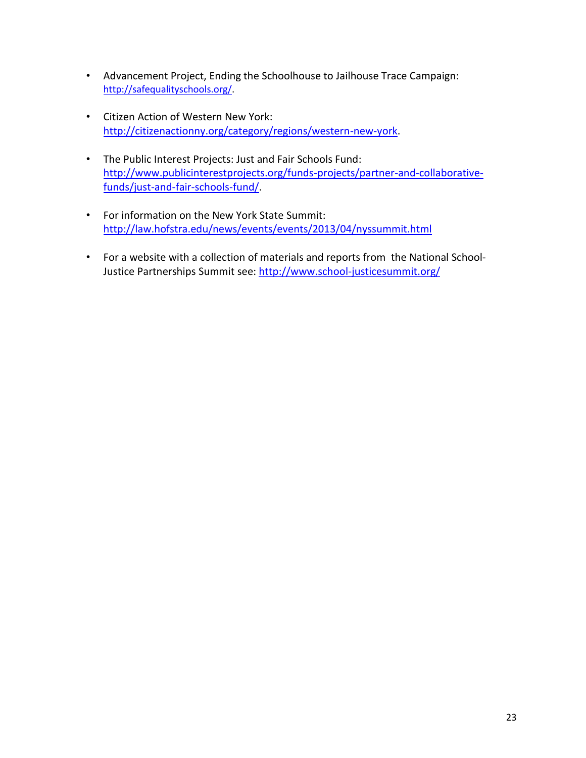- Advancement Project, Ending the Schoolhouse to Jailhouse Trace Campaign: http://safequalityschools.org/.

- Citizen Action of Western New York: http://citizenactionny.org/category/regions/western-new-york.

- The Public Interest Projects: Just and Fair Schools Fund: http://www.publicinterestprojects.org/funds-projects/partner-and-collaborative-funds/just-and-fair-schools-fund/.

- For information on the New York State Summit: http://law.hofstra.edu/news/events/events/2013/04/nyssummit.html

- For a website with a collection of materials and reports from the National School-Justice Partnerships Summit see: http://www.school-justicesummit.org/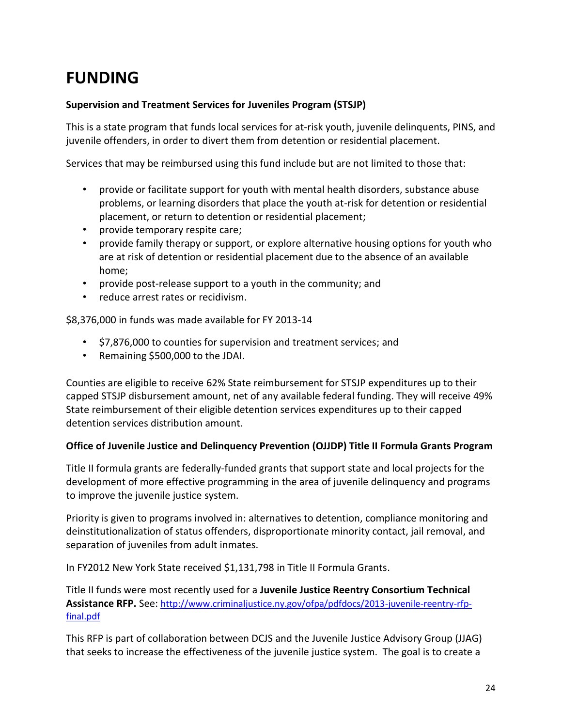# FUNDING

**Supervision and Treatment Services for Juveniles Program (STSJP)**

This is a state program that funds local services for at-risk youth, juvenile delinquents, PINS, and juvenile offenders, in order to divert them from detention or residential placement.

Services that may be reimbursed using this fund include but are not limited to those that:

- provide or facilitate support for youth with mental health disorders, substance abuse problems, or learning disorders that place the youth at-risk for detention or residential placement, or return to detention or residential placement;
- provide temporary respite care;
- provide family therapy or support, or explore alternative housing options for youth who are at risk of detention or residential placement due to the absence of an available home;
- provide post-release support to a youth in the community; and
- reduce arrest rates or recidivism.

$8,376,000 in funds was made available for FY 2013-14

- $7,876,000 to counties for supervision and treatment services; and
- Remaining $500,000 to the JDAI.

Counties are eligible to receive 62% State reimbursement for STSJP expenditures up to their capped STSJP disbursement amount, net of any available federal funding. They will receive 49% State reimbursement of their eligible detention services expenditures up to their capped detention services distribution amount.

**Office of Juvenile Justice and Delinquency Prevention (OJJDP) Title II Formula Grants Program**

Title II formula grants are federally-funded grants that support state and local projects for the development of more effective programming in the area of juvenile delinquency and programs to improve the juvenile justice system.

Priority is given to programs involved in: alternatives to detention, compliance monitoring and deinstitutionalization of status offenders, disproportionate minority contact, jail removal, and separation of juveniles from adult inmates.

In FY2012 New York State received $1,131,798 in Title II Formula Grants.

Title II funds were most recently used for a **Juvenile Justice Reentry Consortium Technical Assistance RFP.** See: http://www.criminaljustice.ny.gov/ofpa/pdfdocs/2013-juvenile-reentry-rfp-final.pdf

This RFP is part of collaboration between DCJS and the Juvenile Justice Advisory Group (JJAG) that seeks to increase the effectiveness of the juvenile justice system. The goal is to create a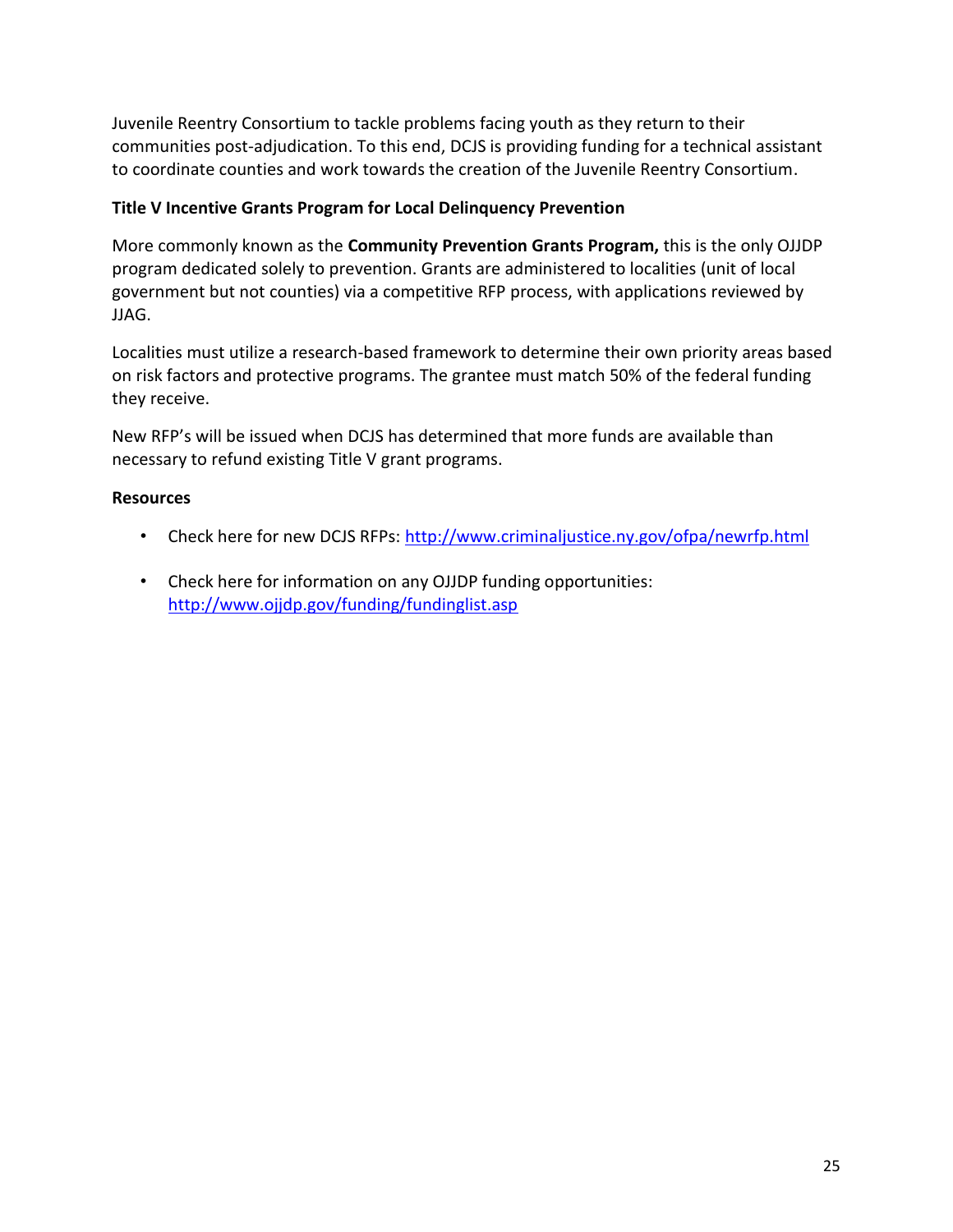Juvenile Reentry Consortium to tackle problems facing youth as they return to their communities post-adjudication. To this end, DCJS is providing funding for a technical assistant to coordinate counties and work towards the creation of the Juvenile Reentry Consortium.

### Title V Incentive Grants Program for Local Delinquency Prevention

More commonly known as the **Community Prevention Grants Program,** this is the only OJJDP program dedicated solely to prevention. Grants are administered to localities (unit of local government but not counties) via a competitive RFP process, with applications reviewed by JJAG.

Localities must utilize a research-based framework to determine their own priority areas based on risk factors and protective programs. The grantee must match 50% of the federal funding they receive.

New RFP's will be issued when DCJS has determined that more funds are available than necessary to refund existing Title V grant programs.

### Resources

- Check here for new DCJS RFPs: http://www.criminaljustice.ny.gov/ofpa/newrfp.html
- Check here for information on any OJJDP funding opportunities: http://www.ojjdp.gov/funding/fundinglist.asp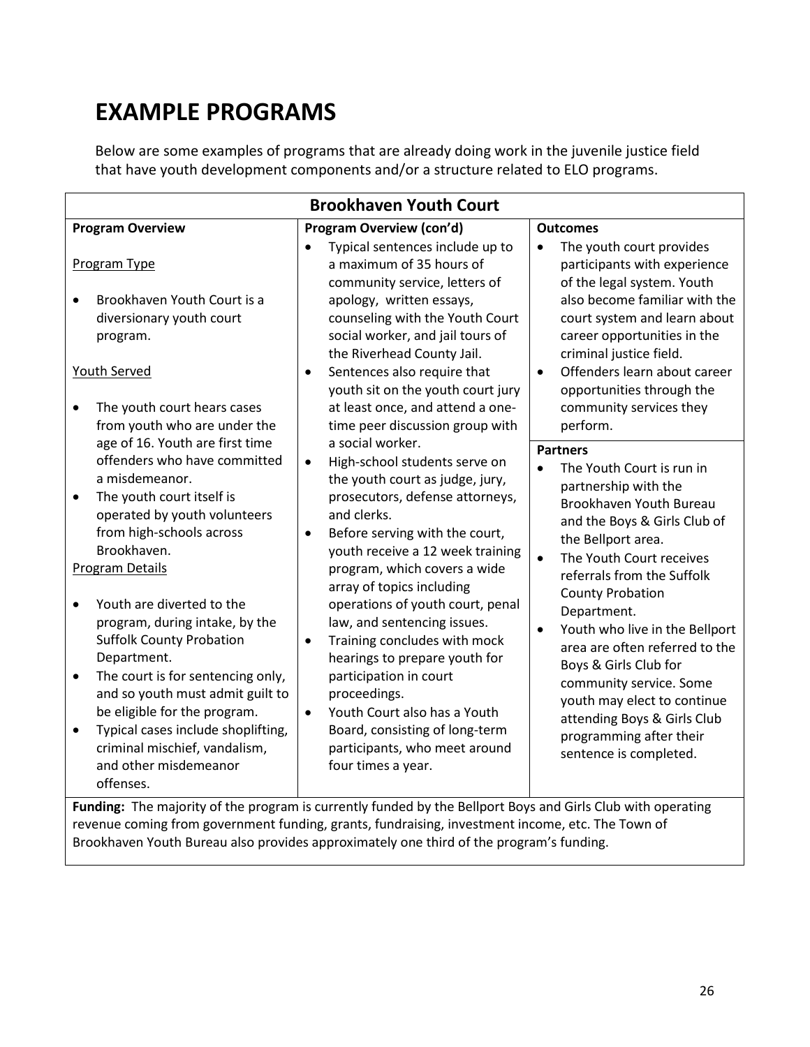# EXAMPLE PROGRAMS

Below are some examples of programs that are already doing work in the juvenile justice field that have youth development components and/or a structure related to ELO programs.

## Brookhaven Youth Court

**Program Overview**

Program Type

- Brookhaven Youth Court is a diversionary youth court program.

Youth Served

- The youth court hears cases from youth who are under the age of 16. Youth are first time offenders who have committed a misdemeanor.
- The youth court itself is operated by youth volunteers from high-schools across Brookhaven.

Program Details

- Youth are diverted to the program, during intake, by the Suffolk County Probation Department.
- The court is for sentencing only, and so youth must admit guilt to be eligible for the program.
- Typical cases include shoplifting, criminal mischief, vandalism, and other misdemeanor offenses.

**Program Overview (con'd)**

- Typical sentences include up to a maximum of 35 hours of community service, letters of apology, written essays, counseling with the Youth Court social worker, and jail tours of the Riverhead County Jail.
- Sentences also require that youth sit on the youth court jury at least once, and attend a one-time peer discussion group with a social worker.
- High-school students serve on the youth court as judge, jury, prosecutors, defense attorneys, and clerks.
- Before serving with the court, youth receive a 12 week training program, which covers a wide array of topics including operations of youth court, penal law, and sentencing issues.
- Training concludes with mock hearings to prepare youth for participation in court proceedings.
- Youth Court also has a Youth Board, consisting of long-term participants, who meet around four times a year.

**Outcomes**

- The youth court provides participants with experience of the legal system. Youth also become familiar with the court system and learn about career opportunities in the criminal justice field.
- Offenders learn about career opportunities through the community services they perform.

**Partners**

- The Youth Court is run in partnership with the Brookhaven Youth Bureau and the Boys & Girls Club of the Bellport area.
- The Youth Court receives referrals from the Suffolk County Probation Department.
- Youth who live in the Bellport area are often referred to the Boys & Girls Club for community service. Some youth may elect to continue attending Boys & Girls Club programming after their sentence is completed.

**Funding:** The majority of the program is currently funded by the Bellport Boys and Girls Club with operating revenue coming from government funding, grants, fundraising, investment income, etc. The Town of Brookhaven Youth Bureau also provides approximately one third of the program's funding.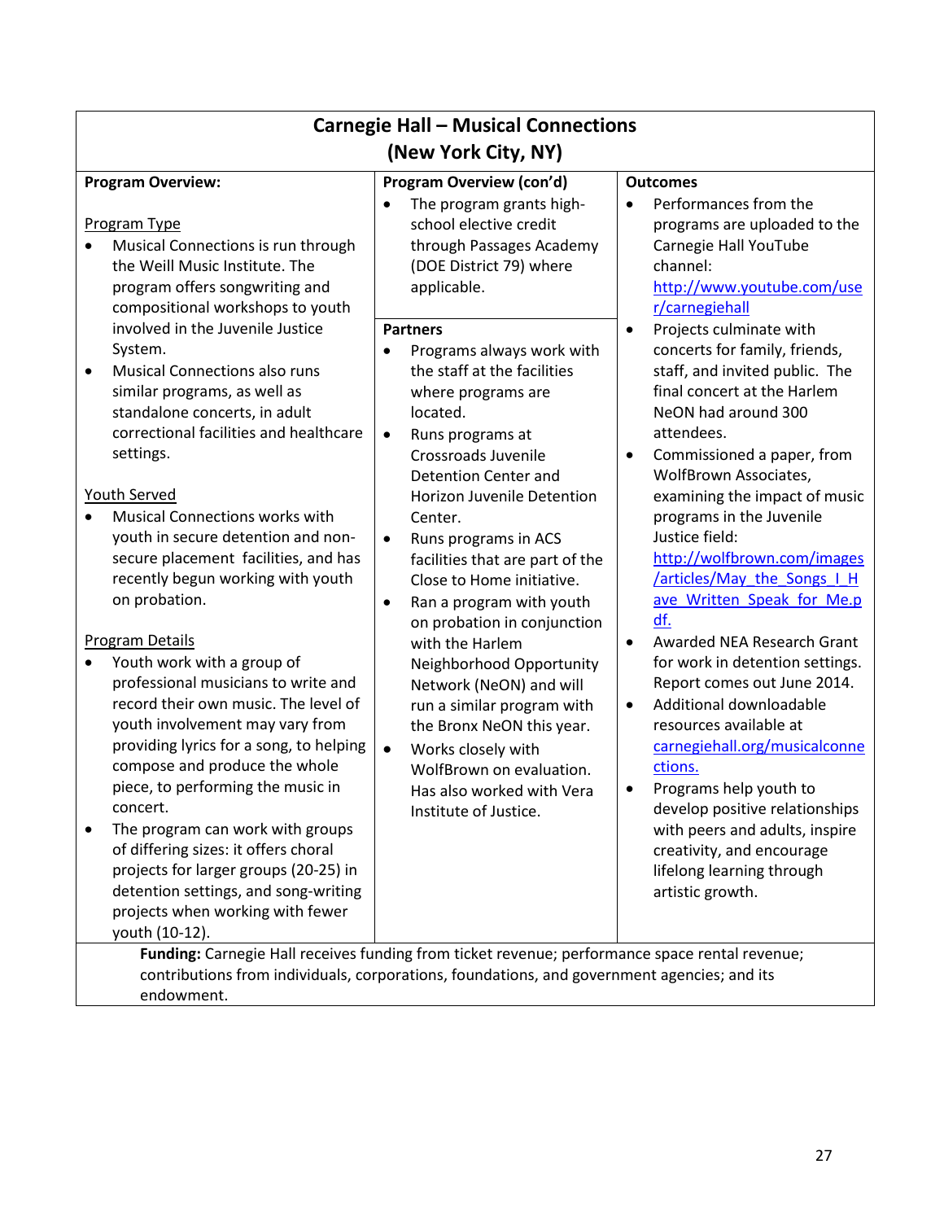## Carnegie Hall – Musical Connections
## (New York City, NY)

**Program Overview:**

Program Type

- Musical Connections is run through the Weill Music Institute. The program offers songwriting and compositional workshops to youth involved in the Juvenile Justice System.
- Musical Connections also runs similar programs, as well as standalone concerts, in adult correctional facilities and healthcare settings.

Youth Served

- Musical Connections works with youth in secure detention and non-secure placement facilities, and has recently begun working with youth on probation.

Program Details

- Youth work with a group of professional musicians to write and record their own music. The level of youth involvement may vary from providing lyrics for a song, to helping compose and produce the whole piece, to performing the music in concert.
- The program can work with groups of differing sizes: it offers choral projects for larger groups (20-25) in detention settings, and song-writing projects when working with fewer youth (10-12).

**Program Overview (con'd)**

- The program grants high-school elective credit through Passages Academy (DOE District 79) where applicable.

**Partners**

- Programs always work with the staff at the facilities where programs are located.
- Runs programs at Crossroads Juvenile Detention Center and Horizon Juvenile Detention Center.
- Runs programs in ACS facilities that are part of the Close to Home initiative.
- Ran a program with youth on probation in conjunction with the Harlem Neighborhood Opportunity Network (NeON) and will run a similar program with the Bronx NeON this year.
- Works closely with WolfBrown on evaluation. Has also worked with Vera Institute of Justice.

**Outcomes**

- Performances from the programs are uploaded to the Carnegie Hall YouTube channel: http://www.youtube.com/user/carnegiehall
- Projects culminate with concerts for family, friends, staff, and invited public. The final concert at the Harlem NeON had around 300 attendees.
- Commissioned a paper, from WolfBrown Associates, examining the impact of music programs in the Juvenile Justice field: http://wolfbrown.com/images/articles/May_the_Songs_I_Have_Written_Speak_for_Me.pdf.
- Awarded NEA Research Grant for work in detention settings. Report comes out June 2014.
- Additional downloadable resources available at carnegiehall.org/musicalconnections.
- Programs help youth to develop positive relationships with peers and adults, inspire creativity, and encourage lifelong learning through artistic growth.

**Funding:** Carnegie Hall receives funding from ticket revenue; performance space rental revenue; contributions from individuals, corporations, foundations, and government agencies; and its endowment.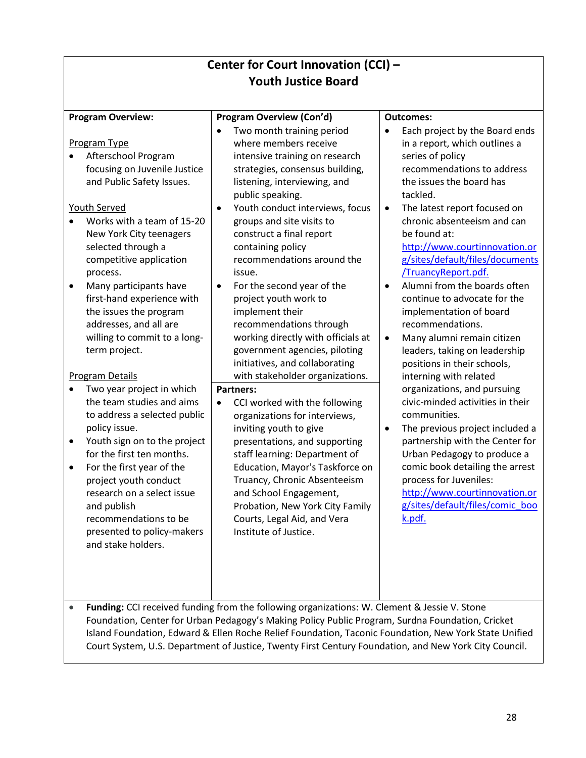# Center for Court Innovation (CCI) – Youth Justice Board

**Program Overview:**

Program Type

- Afterschool Program focusing on Juvenile Justice and Public Safety Issues.

Youth Served

- Works with a team of 15-20 New York City teenagers selected through a competitive application process.
- Many participants have first-hand experience with the issues the program addresses, and all are willing to commit to a long-term project.

Program Details

- Two year project in which the team studies and aims to address a selected public policy issue.
- Youth sign on to the project for the first ten months.
- For the first year of the project youth conduct research on a select issue and publish recommendations to be presented to policy-makers and stake holders.

**Program Overview (Con'd)**

- Two month training period where members receive intensive training on research strategies, consensus building, listening, interviewing, and public speaking.
- Youth conduct interviews, focus groups and site visits to construct a final report containing policy recommendations around the issue.
- For the second year of the project youth work to implement their recommendations through working directly with officials at government agencies, piloting initiatives, and collaborating with stakeholder organizations.

**Partners:**

- CCI worked with the following organizations for interviews, inviting youth to give presentations, and supporting staff learning: Department of Education, Mayor's Taskforce on Truancy, Chronic Absenteeism and School Engagement, Probation, New York City Family Courts, Legal Aid, and Vera Institute of Justice.

**Outcomes:**

- Each project by the Board ends in a report, which outlines a series of policy recommendations to address the issues the board has tackled.
- The latest report focused on chronic absenteeism and can be found at: http://www.courtinnovation.org/sites/default/files/documents/TruancyReport.pdf.
- Alumni from the boards often continue to advocate for the implementation of board recommendations.
- Many alumni remain citizen leaders, taking on leadership positions in their schools, interning with related organizations, and pursuing civic-minded activities in their communities.
- The previous project included a partnership with the Center for Urban Pedagogy to produce a comic book detailing the arrest process for Juveniles: http://www.courtinnovation.org/sites/default/files/comic_book.pdf.

- **Funding:** CCI received funding from the following organizations: W. Clement & Jessie V. Stone Foundation, Center for Urban Pedagogy's Making Policy Public Program, Surdna Foundation, Cricket Island Foundation, Edward & Ellen Roche Relief Foundation, Taconic Foundation, New York State Unified Court System, U.S. Department of Justice, Twenty First Century Foundation, and New York City Council.